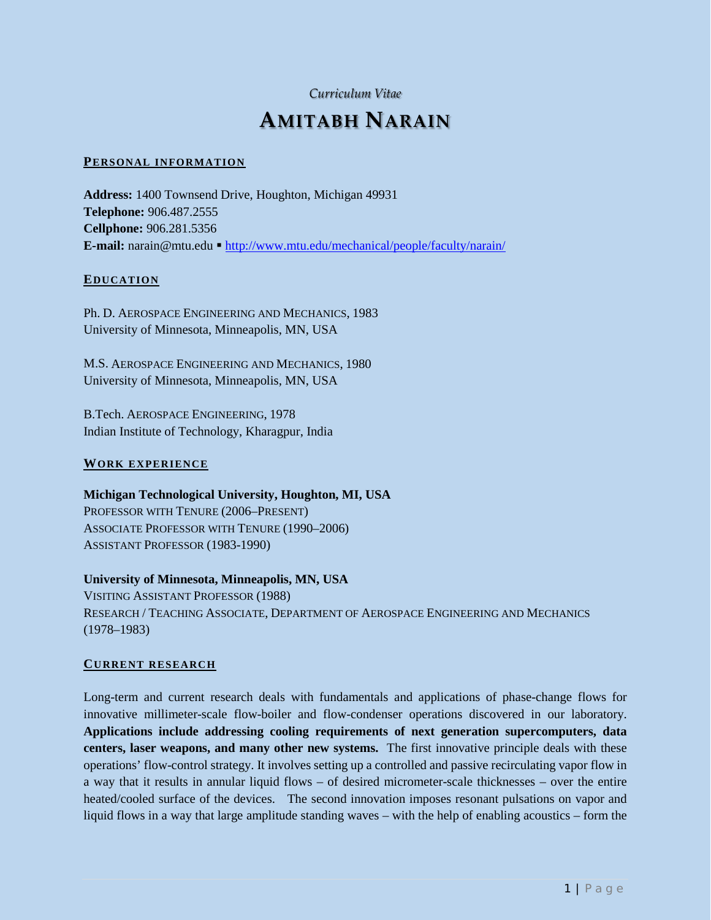*Curriculum Vitae*

# AMITABH NARAIN

## PERSONAL INFORMATION

**Address:** 1400 Townsend Drive, Houghton, Michigan 49931
**Telephone:** 906.487.2555
**Cellphone:** 906.281.5356
**E-mail:** narain@mtu.edu ▪ http://www.mtu.edu/mechanical/people/faculty/narain/

## EDUCATION

Ph. D. AEROSPACE ENGINEERING AND MECHANICS, 1983
University of Minnesota, Minneapolis, MN, USA

M.S. AEROSPACE ENGINEERING AND MECHANICS, 1980
University of Minnesota, Minneapolis, MN, USA

B.Tech. AEROSPACE ENGINEERING, 1978
Indian Institute of Technology, Kharagpur, India

## WORK EXPERIENCE

**Michigan Technological University, Houghton, MI, USA**
PROFESSOR WITH TENURE (2006–PRESENT)
ASSOCIATE PROFESSOR WITH TENURE (1990–2006)
ASSISTANT PROFESSOR (1983-1990)

**University of Minnesota, Minneapolis, MN, USA**
VISITING ASSISTANT PROFESSOR (1988)
RESEARCH / TEACHING ASSOCIATE, DEPARTMENT OF AEROSPACE ENGINEERING AND MECHANICS (1978–1983)

## CURRENT RESEARCH

Long-term and current research deals with fundamentals and applications of phase-change flows for innovative millimeter-scale flow-boiler and flow-condenser operations discovered in our laboratory. **Applications include addressing cooling requirements of next generation supercomputers, data centers, laser weapons, and many other new systems.** The first innovative principle deals with these operations' flow-control strategy. It involves setting up a controlled and passive recirculating vapor flow in a way that it results in annular liquid flows – of desired micrometer-scale thicknesses – over the entire heated/cooled surface of the devices. The second innovation imposes resonant pulsations on vapor and liquid flows in a way that large amplitude standing waves – with the help of enabling acoustics – form the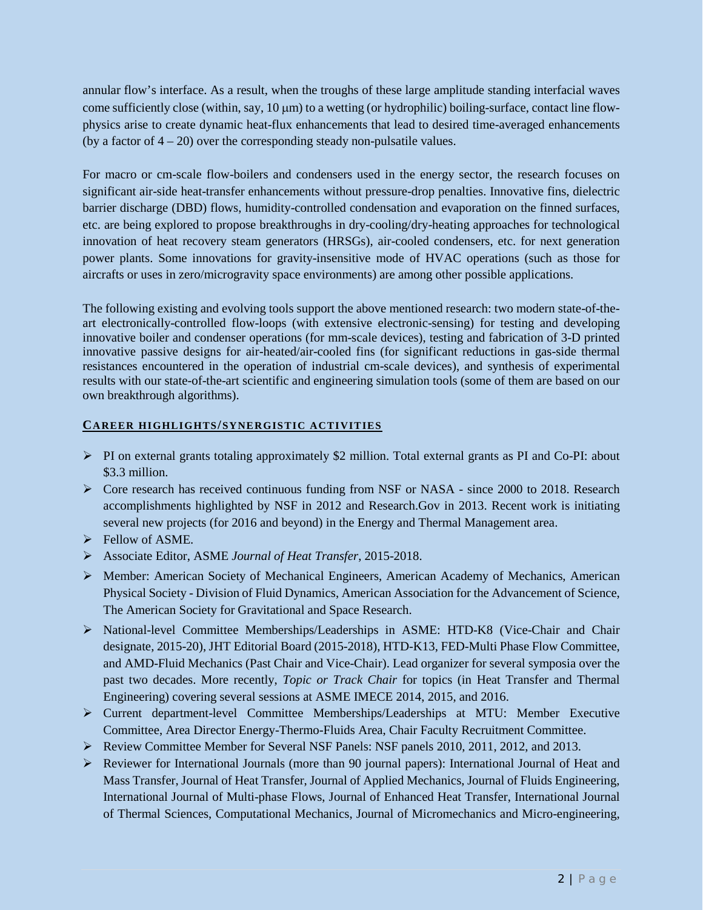annular flow's interface. As a result, when the troughs of these large amplitude standing interfacial waves come sufficiently close (within, say, 10 μm) to a wetting (or hydrophilic) boiling-surface, contact line flow-physics arise to create dynamic heat-flux enhancements that lead to desired time-averaged enhancements (by a factor of 4 – 20) over the corresponding steady non-pulsatile values.

For macro or cm-scale flow-boilers and condensers used in the energy sector, the research focuses on significant air-side heat-transfer enhancements without pressure-drop penalties. Innovative fins, dielectric barrier discharge (DBD) flows, humidity-controlled condensation and evaporation on the finned surfaces, etc. are being explored to propose breakthroughs in dry-cooling/dry-heating approaches for technological innovation of heat recovery steam generators (HRSGs), air-cooled condensers, etc. for next generation power plants. Some innovations for gravity-insensitive mode of HVAC operations (such as those for aircrafts or uses in zero/microgravity space environments) are among other possible applications.

The following existing and evolving tools support the above mentioned research: two modern state-of-the-art electronically-controlled flow-loops (with extensive electronic-sensing) for testing and developing innovative boiler and condenser operations (for mm-scale devices), testing and fabrication of 3-D printed innovative passive designs for air-heated/air-cooled fins (for significant reductions in gas-side thermal resistances encountered in the operation of industrial cm-scale devices), and synthesis of experimental results with our state-of-the-art scientific and engineering simulation tools (some of them are based on our own breakthrough algorithms).

## CAREER HIGHLIGHTS/SYNERGISTIC ACTIVITIES

- PI on external grants totaling approximately $2 million. Total external grants as PI and Co-PI: about $3.3 million.
- Core research has received continuous funding from NSF or NASA - since 2000 to 2018. Research accomplishments highlighted by NSF in 2012 and Research.Gov in 2013. Recent work is initiating several new projects (for 2016 and beyond) in the Energy and Thermal Management area.
- Fellow of ASME.
- Associate Editor, ASME *Journal of Heat Transfer*, 2015-2018.
- Member: American Society of Mechanical Engineers, American Academy of Mechanics, American Physical Society - Division of Fluid Dynamics, American Association for the Advancement of Science, The American Society for Gravitational and Space Research.
- National-level Committee Memberships/Leaderships in ASME: HTD-K8 (Vice-Chair and Chair designate, 2015-20), JHT Editorial Board (2015-2018), HTD-K13, FED-Multi Phase Flow Committee, and AMD-Fluid Mechanics (Past Chair and Vice-Chair). Lead organizer for several symposia over the past two decades. More recently, *Topic or Track Chair* for topics (in Heat Transfer and Thermal Engineering) covering several sessions at ASME IMECE 2014, 2015, and 2016.
- Current department-level Committee Memberships/Leaderships at MTU: Member Executive Committee, Area Director Energy-Thermo-Fluids Area, Chair Faculty Recruitment Committee.
- Review Committee Member for Several NSF Panels: NSF panels 2010, 2011, 2012, and 2013.
- Reviewer for International Journals (more than 90 journal papers): International Journal of Heat and Mass Transfer, Journal of Heat Transfer, Journal of Applied Mechanics, Journal of Fluids Engineering, International Journal of Multi-phase Flows, Journal of Enhanced Heat Transfer, International Journal of Thermal Sciences, Computational Mechanics, Journal of Micromechanics and Micro-engineering,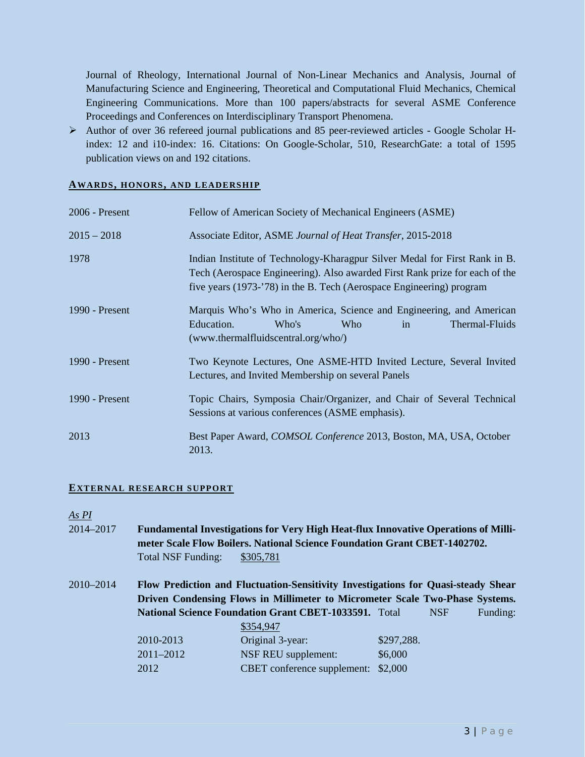Journal of Rheology, International Journal of Non-Linear Mechanics and Analysis, Journal of Manufacturing Science and Engineering, Theoretical and Computational Fluid Mechanics, Chemical Engineering Communications. More than 100 papers/abstracts for several ASME Conference Proceedings and Conferences on Interdisciplinary Transport Phenomena.

- Author of over 36 refereed journal publications and 85 peer-reviewed articles - Google Scholar H-index: 12 and i10-index: 16. Citations: On Google-Scholar, 510, ResearchGate: a total of 1595 publication views on and 192 citations.

## AWARDS, HONORS, AND LEADERSHIP

| | |
|---|---|
| 2006 - Present | Fellow of American Society of Mechanical Engineers (ASME) |
| 2015 – 2018 | Associate Editor, ASME *Journal of Heat Transfer*, 2015-2018 |
| 1978 | Indian Institute of Technology-Kharagpur Silver Medal for First Rank in B. Tech (Aerospace Engineering). Also awarded First Rank prize for each of the five years (1973-'78) in the B. Tech (Aerospace Engineering) program |
| 1990 - Present | Marquis Who's Who in America, Science and Engineering, and American Education. Who's Who in Thermal-Fluids (www.thermalfluidscentral.org/who/) |
| 1990 - Present | Two Keynote Lectures, One ASME-HTD Invited Lecture, Several Invited Lectures, and Invited Membership on several Panels |
| 1990 - Present | Topic Chairs, Symposia Chair/Organizer, and Chair of Several Technical Sessions at various conferences (ASME emphasis). |
| 2013 | Best Paper Award, *COMSOL Conference* 2013, Boston, MA, USA, October 2013. |

## EXTERNAL RESEARCH SUPPORT

*As PI*

2014–2017 **Fundamental Investigations for Very High Heat-flux Innovative Operations of Milli-meter Scale Flow Boilers. National Science Foundation Grant CBET-1402702.**
Total NSF Funding: $305,781

2010–2014 **Flow Prediction and Fluctuation-Sensitivity Investigations for Quasi-steady Shear Driven Condensing Flows in Millimeter to Micrometer Scale Two-Phase Systems. National Science Foundation Grant CBET-1033591.** Total NSF Funding: $354,947

| | | |
|---|---|---|
| 2010-2013 | Original 3-year: | $297,288. |
| 2011–2012 | NSF REU supplement: | $6,000 |
| 2012 | CBET conference supplement: | $2,000 |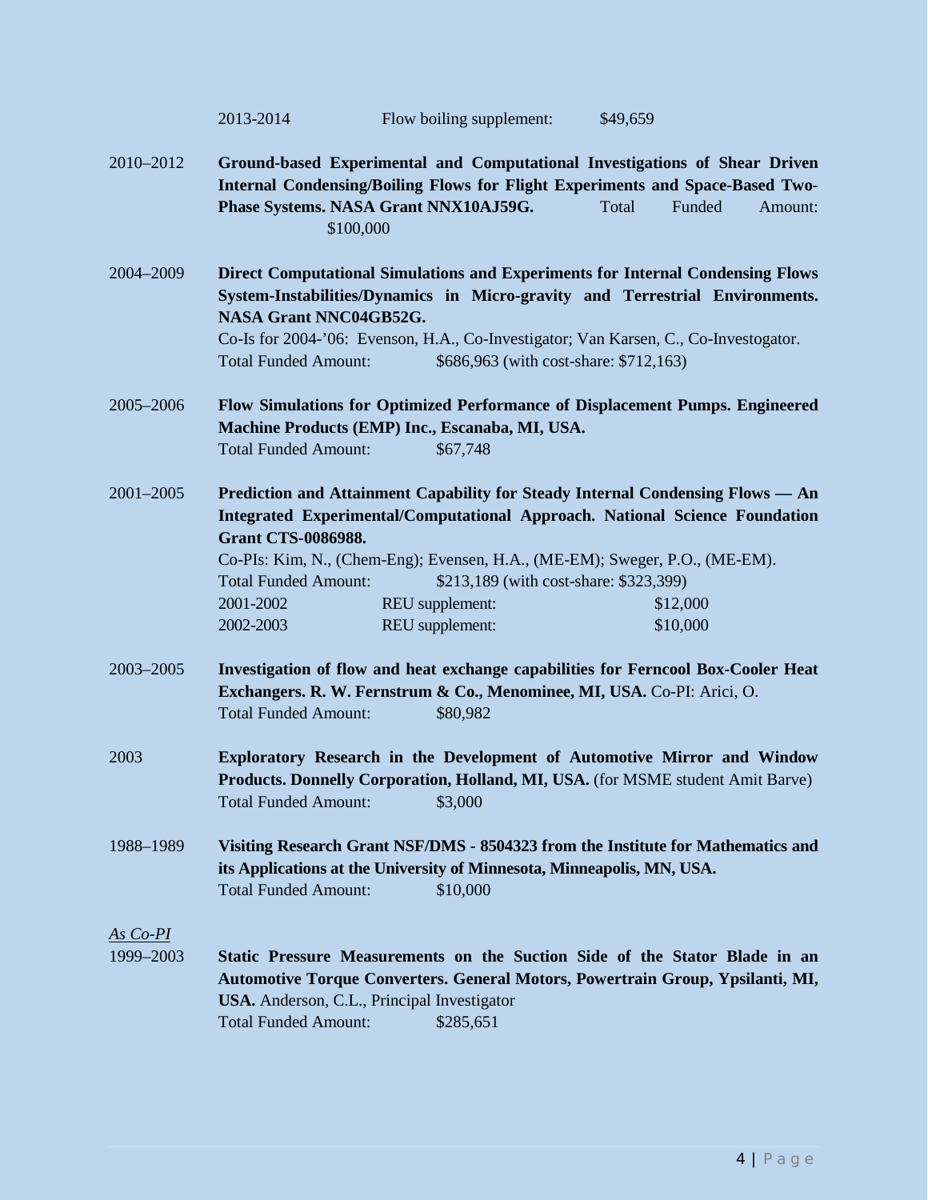2013-2014 Flow boiling supplement: $49,659

2010–2012 **Ground-based Experimental and Computational Investigations of Shear Driven Internal Condensing/Boiling Flows for Flight Experiments and Space-Based Two-Phase Systems. NASA Grant NNX10AJ59G.** Total Funded Amount: $100,000

2004–2009 **Direct Computational Simulations and Experiments for Internal Condensing Flows System-Instabilities/Dynamics in Micro-gravity and Terrestrial Environments. NASA Grant NNC04GB52G.**
Co-Is for 2004-'06: Evenson, H.A., Co-Investigator; Van Karsen, C., Co-Investogator.
Total Funded Amount: $686,963 (with cost-share: $712,163)

2005–2006 **Flow Simulations for Optimized Performance of Displacement Pumps. Engineered Machine Products (EMP) Inc., Escanaba, MI, USA.**
Total Funded Amount: $67,748

2001–2005 **Prediction and Attainment Capability for Steady Internal Condensing Flows — An Integrated Experimental/Computational Approach. National Science Foundation Grant CTS-0086988.**
Co-PIs: Kim, N., (Chem-Eng); Evensen, H.A., (ME-EM); Sweger, P.O., (ME-EM).
Total Funded Amount: $213,189 (with cost-share: $323,399)
2001-2002 REU supplement: $12,000
2002-2003 REU supplement: $10,000

2003–2005 **Investigation of flow and heat exchange capabilities for Ferncool Box-Cooler Heat Exchangers. R. W. Fernstrum & Co., Menominee, MI, USA.** Co-PI: Arici, O.
Total Funded Amount: $80,982

2003 **Exploratory Research in the Development of Automotive Mirror and Window Products. Donnelly Corporation, Holland, MI, USA.** (for MSME student Amit Barve)
Total Funded Amount: $3,000

1988–1989 **Visiting Research Grant NSF/DMS - 8504323 from the Institute for Mathematics and its Applications at the University of Minnesota, Minneapolis, MN, USA.**
Total Funded Amount: $10,000

*As Co-PI*

1999–2003 **Static Pressure Measurements on the Suction Side of the Stator Blade in an Automotive Torque Converters. General Motors, Powertrain Group, Ypsilanti, MI, USA.** Anderson, C.L., Principal Investigator
Total Funded Amount: $285,651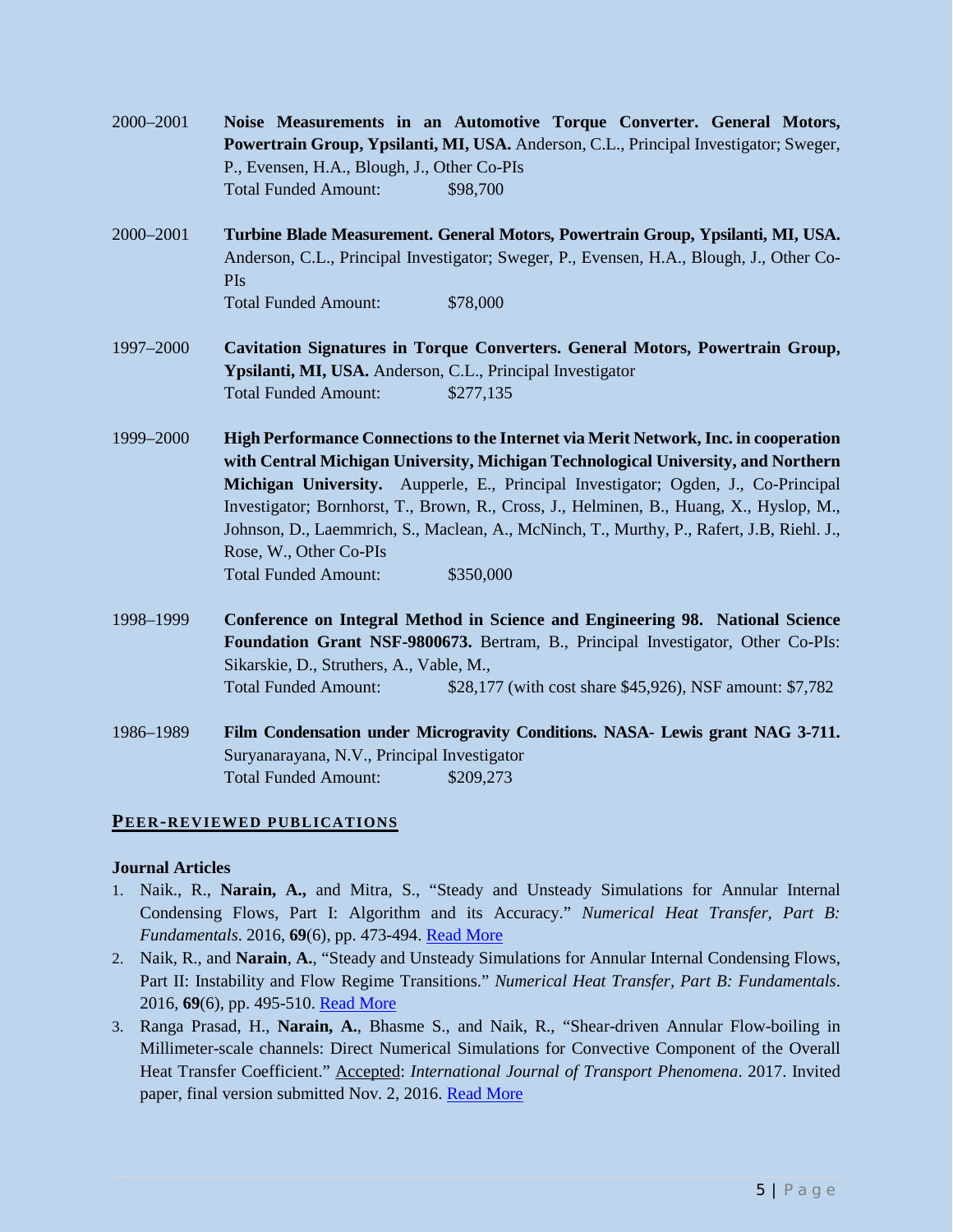2000–2001 **Noise Measurements in an Automotive Torque Converter. General Motors, Powertrain Group, Ypsilanti, MI, USA.** Anderson, C.L., Principal Investigator; Sweger, P., Evensen, H.A., Blough, J., Other Co-PIs
Total Funded Amount: $98,700

2000–2001 **Turbine Blade Measurement. General Motors, Powertrain Group, Ypsilanti, MI, USA.** Anderson, C.L., Principal Investigator; Sweger, P., Evensen, H.A., Blough, J., Other Co-PIs
Total Funded Amount: $78,000

1997–2000 **Cavitation Signatures in Torque Converters. General Motors, Powertrain Group, Ypsilanti, MI, USA.** Anderson, C.L., Principal Investigator
Total Funded Amount: $277,135

1999–2000 **High Performance Connections to the Internet via Merit Network, Inc. in cooperation with Central Michigan University, Michigan Technological University, and Northern Michigan University.** Aupperle, E., Principal Investigator; Ogden, J., Co-Principal Investigator; Bornhorst, T., Brown, R., Cross, J., Helminen, B., Huang, X., Hyslop, M., Johnson, D., Laemmrich, S., Maclean, A., McNinch, T., Murthy, P., Rafert, J.B, Riehl. J., Rose, W., Other Co-PIs
Total Funded Amount: $350,000

1998–1999 **Conference on Integral Method in Science and Engineering 98. National Science Foundation Grant NSF-9800673.** Bertram, B., Principal Investigator, Other Co-PIs: Sikarskie, D., Struthers, A., Vable, M.,
Total Funded Amount: $28,177 (with cost share $45,926), NSF amount: $7,782

1986–1989 **Film Condensation under Microgravity Conditions. NASA- Lewis grant NAG 3-711.** Suryanarayana, N.V., Principal Investigator
Total Funded Amount: $209,273

## PEER-REVIEWED PUBLICATIONS

### Journal Articles

1. Naik., R., **Narain, A.,** and Mitra, S., "Steady and Unsteady Simulations for Annular Internal Condensing Flows, Part I: Algorithm and its Accuracy." *Numerical Heat Transfer, Part B: Fundamentals*. 2016, **69**(6), pp. 473-494. Read More
2. Naik, R., and **Narain**, **A.**, "Steady and Unsteady Simulations for Annular Internal Condensing Flows, Part II: Instability and Flow Regime Transitions." *Numerical Heat Transfer, Part B: Fundamentals*. 2016, **69**(6), pp. 495-510. Read More
3. Ranga Prasad, H., **Narain, A.**, Bhasme S., and Naik, R., "Shear-driven Annular Flow-boiling in Millimeter-scale channels: Direct Numerical Simulations for Convective Component of the Overall Heat Transfer Coefficient." Accepted: *International Journal of Transport Phenomena*. 2017. Invited paper, final version submitted Nov. 2, 2016. Read More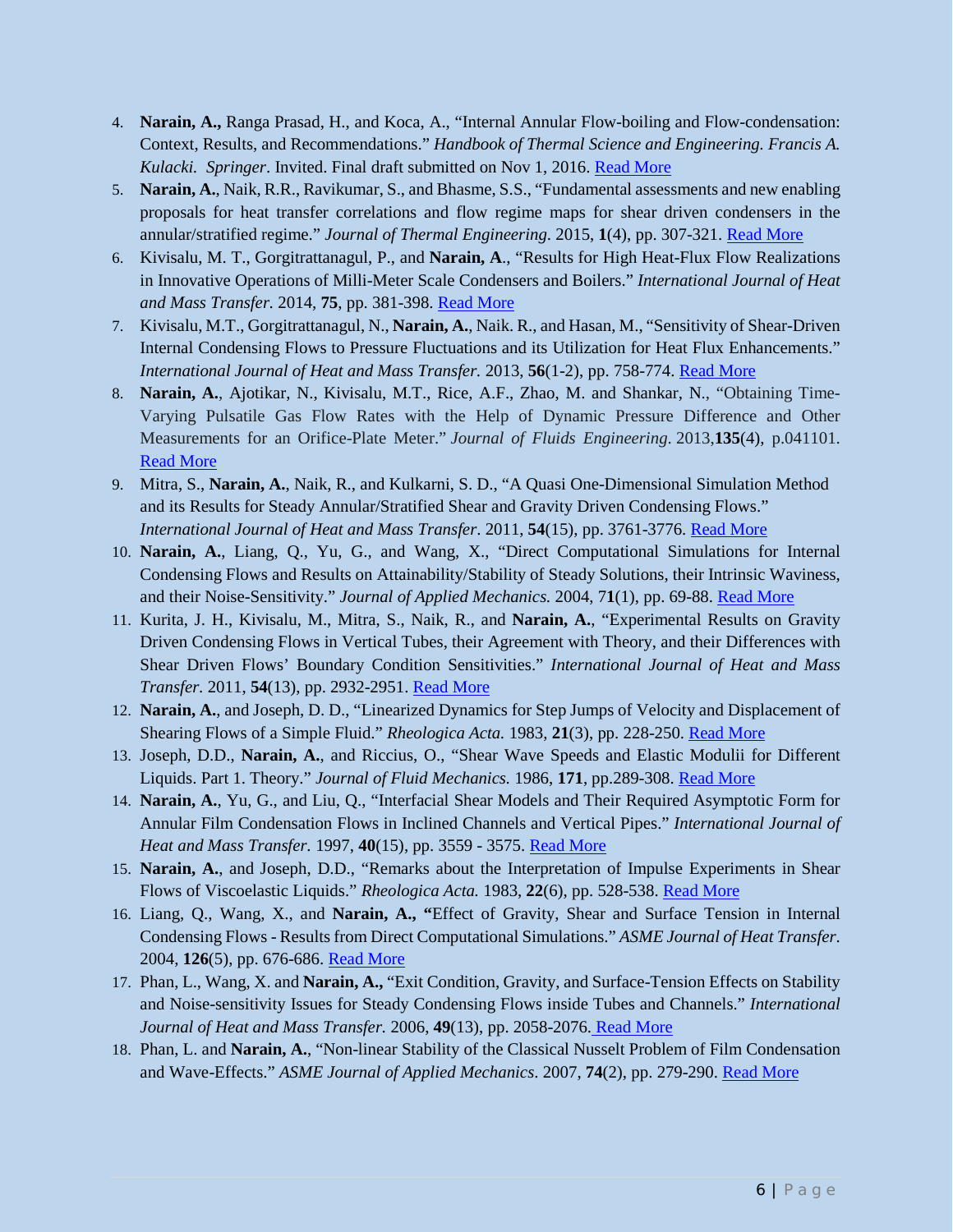4. **Narain, A.,** Ranga Prasad, H., and Koca, A., "Internal Annular Flow-boiling and Flow-condensation: Context, Results, and Recommendations." *Handbook of Thermal Science and Engineering. Francis A. Kulacki. Springer*. Invited. Final draft submitted on Nov 1, 2016. Read More
5. **Narain, A.**, Naik, R.R., Ravikumar, S., and Bhasme, S.S., "Fundamental assessments and new enabling proposals for heat transfer correlations and flow regime maps for shear driven condensers in the annular/stratified regime." *Journal of Thermal Engineering*. 2015, **1**(4), pp. 307-321. Read More
6. Kivisalu, M. T., Gorgitrattanagul, P., and **Narain, A**., "Results for High Heat-Flux Flow Realizations in Innovative Operations of Milli-Meter Scale Condensers and Boilers." *International Journal of Heat and Mass Transfer.* 2014, **75**, pp. 381-398. Read More
7. Kivisalu, M.T., Gorgitrattanagul, N., **Narain, A.**, Naik. R., and Hasan, M., "Sensitivity of Shear-Driven Internal Condensing Flows to Pressure Fluctuations and its Utilization for Heat Flux Enhancements." *International Journal of Heat and Mass Transfer.* 2013, **56**(1-2), pp. 758-774. Read More
8. **Narain, A.**, Ajotikar, N., Kivisalu, M.T., Rice, A.F., Zhao, M. and Shankar, N., "Obtaining Time-Varying Pulsatile Gas Flow Rates with the Help of Dynamic Pressure Difference and Other Measurements for an Orifice-Plate Meter." *Journal of Fluids Engineering*. 2013,**135**(4), p.041101. Read More
9. Mitra, S., **Narain, A.**, Naik, R., and Kulkarni, S. D., "A Quasi One-Dimensional Simulation Method and its Results for Steady Annular/Stratified Shear and Gravity Driven Condensing Flows." *International Journal of Heat and Mass Transfer*. 2011, **54**(15), pp. 3761-3776. Read More
10. **Narain, A.**, Liang, Q., Yu, G., and Wang, X., "Direct Computational Simulations for Internal Condensing Flows and Results on Attainability/Stability of Steady Solutions, their Intrinsic Waviness, and their Noise-Sensitivity." *Journal of Applied Mechanics.* 2004, 7**1**(1), pp. 69-88. Read More
11. Kurita, J. H., Kivisalu, M., Mitra, S., Naik, R., and **Narain, A.**, "Experimental Results on Gravity Driven Condensing Flows in Vertical Tubes, their Agreement with Theory, and their Differences with Shear Driven Flows' Boundary Condition Sensitivities." *International Journal of Heat and Mass Transfer.* 2011, **54**(13), pp. 2932-2951. Read More
12. **Narain, A.**, and Joseph, D. D., "Linearized Dynamics for Step Jumps of Velocity and Displacement of Shearing Flows of a Simple Fluid." *Rheologica Acta.* 1983, **21**(3), pp. 228-250. Read More
13. Joseph, D.D., **Narain, A.**, and Riccius, O., "Shear Wave Speeds and Elastic Modulii for Different Liquids. Part 1. Theory." *Journal of Fluid Mechanics.* 1986, **171**, pp.289-308. Read More
14. **Narain, A.**, Yu, G., and Liu, Q., "Interfacial Shear Models and Their Required Asymptotic Form for Annular Film Condensation Flows in Inclined Channels and Vertical Pipes." *International Journal of Heat and Mass Transfer*. 1997, **40**(15), pp. 3559 - 3575. Read More
15. **Narain, A.**, and Joseph, D.D., "Remarks about the Interpretation of Impulse Experiments in Shear Flows of Viscoelastic Liquids." *Rheologica Acta.* 1983, **22**(6), pp. 528-538. Read More
16. Liang, Q., Wang, X., and **Narain, A., "**Effect of Gravity, Shear and Surface Tension in Internal Condensing Flows - Results from Direct Computational Simulations." *ASME Journal of Heat Transfer*. 2004, **126**(5), pp. 676-686. Read More
17. Phan, L., Wang, X. and **Narain, A.,** "Exit Condition, Gravity, and Surface-Tension Effects on Stability and Noise-sensitivity Issues for Steady Condensing Flows inside Tubes and Channels." *International Journal of Heat and Mass Transfer.* 2006, **49**(13), pp. 2058-2076. Read More
18. Phan, L. and **Narain, A.**, "Non-linear Stability of the Classical Nusselt Problem of Film Condensation and Wave-Effects." *ASME Journal of Applied Mechanics*. 2007, **74**(2), pp. 279-290. Read More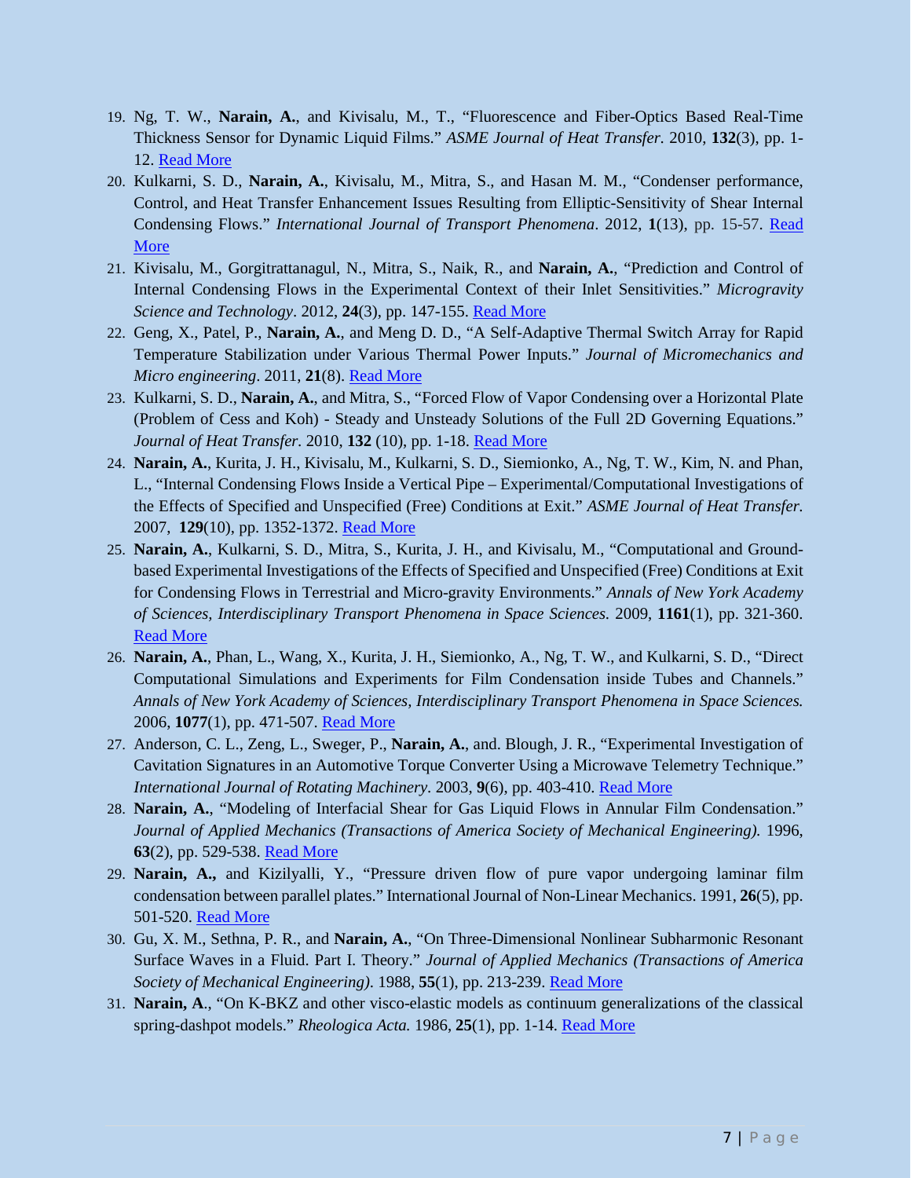19. Ng, T. W., **Narain, A.**, and Kivisalu, M., T., "Fluorescence and Fiber-Optics Based Real-Time Thickness Sensor for Dynamic Liquid Films." *ASME Journal of Heat Transfer.* 2010, **132**(3), pp. 1-12. Read More
20. Kulkarni, S. D., **Narain, A.**, Kivisalu, M., Mitra, S., and Hasan M. M., "Condenser performance, Control, and Heat Transfer Enhancement Issues Resulting from Elliptic-Sensitivity of Shear Internal Condensing Flows." *International Journal of Transport Phenomena*. 2012, **1**(13), pp. 15-57. Read More
21. Kivisalu, M., Gorgitrattanagul, N., Mitra, S., Naik, R., and **Narain, A.**, "Prediction and Control of Internal Condensing Flows in the Experimental Context of their Inlet Sensitivities." *Microgravity Science and Technology*. 2012, **24**(3), pp. 147-155. Read More
22. Geng, X., Patel, P., **Narain, A.**, and Meng D. D., "A Self-Adaptive Thermal Switch Array for Rapid Temperature Stabilization under Various Thermal Power Inputs." *Journal of Micromechanics and Micro engineering*. 2011, **21**(8). Read More
23. Kulkarni, S. D., **Narain, A.**, and Mitra, S., "Forced Flow of Vapor Condensing over a Horizontal Plate (Problem of Cess and Koh) - Steady and Unsteady Solutions of the Full 2D Governing Equations." *Journal of Heat Transfer.* 2010, **132** (10), pp. 1-18. Read More
24. **Narain, A.**, Kurita, J. H., Kivisalu, M., Kulkarni, S. D., Siemionko, A., Ng, T. W., Kim, N. and Phan, L., "Internal Condensing Flows Inside a Vertical Pipe – Experimental/Computational Investigations of the Effects of Specified and Unspecified (Free) Conditions at Exit." *ASME Journal of Heat Transfer.* 2007, **129**(10), pp. 1352-1372. Read More
25. **Narain, A.**, Kulkarni, S. D., Mitra, S., Kurita, J. H., and Kivisalu, M., "Computational and Ground-based Experimental Investigations of the Effects of Specified and Unspecified (Free) Conditions at Exit for Condensing Flows in Terrestrial and Micro-gravity Environments." *Annals of New York Academy of Sciences, Interdisciplinary Transport Phenomena in Space Sciences.* 2009, **1161**(1), pp. 321-360. Read More
26. **Narain, A.**, Phan, L., Wang, X., Kurita, J. H., Siemionko, A., Ng, T. W., and Kulkarni, S. D., "Direct Computational Simulations and Experiments for Film Condensation inside Tubes and Channels." *Annals of New York Academy of Sciences, Interdisciplinary Transport Phenomena in Space Sciences.* 2006, **1077**(1), pp. 471-507. Read More
27. Anderson, C. L., Zeng, L., Sweger, P., **Narain, A.**, and. Blough, J. R., "Experimental Investigation of Cavitation Signatures in an Automotive Torque Converter Using a Microwave Telemetry Technique." *International Journal of Rotating Machinery*. 2003, **9**(6), pp. 403-410. Read More
28. **Narain, A.**, "Modeling of Interfacial Shear for Gas Liquid Flows in Annular Film Condensation." *Journal of Applied Mechanics (Transactions of America Society of Mechanical Engineering).* 1996, **63**(2), pp. 529-538. Read More
29. **Narain, A.,** and Kizilyalli, Y., "Pressure driven flow of pure vapor undergoing laminar film condensation between parallel plates." International Journal of Non-Linear Mechanics. 1991, **26**(5), pp. 501-520. Read More
30. Gu, X. M., Sethna, P. R., and **Narain, A.**, "On Three-Dimensional Nonlinear Subharmonic Resonant Surface Waves in a Fluid. Part I. Theory." *Journal of Applied Mechanics (Transactions of America Society of Mechanical Engineering)*. 1988, **55**(1), pp. 213-239. Read More
31. **Narain, A**., "On K-BKZ and other visco-elastic models as continuum generalizations of the classical spring-dashpot models." *Rheologica Acta.* 1986, **25**(1), pp. 1-14. Read More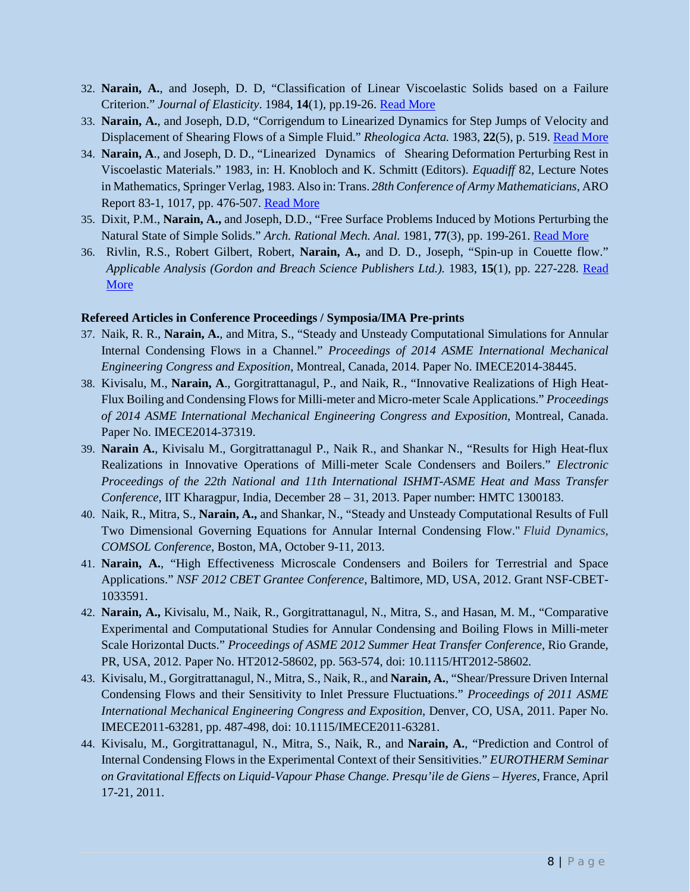32. **Narain, A.**, and Joseph, D. D, "Classification of Linear Viscoelastic Solids based on a Failure Criterion." *Journal of Elasticity*. 1984, **14**(1), pp.19-26. Read More
33. **Narain, A.**, and Joseph, D.D, "Corrigendum to Linearized Dynamics for Step Jumps of Velocity and Displacement of Shearing Flows of a Simple Fluid." *Rheologica Acta.* 1983, **22**(5), p. 519. Read More
34. **Narain, A**., and Joseph, D. D., "Linearized Dynamics of Shearing Deformation Perturbing Rest in Viscoelastic Materials." 1983, in: H. Knobloch and K. Schmitt (Editors). *Equadiff* 82, Lecture Notes in Mathematics, Springer Verlag, 1983. Also in: Trans. *28th Conference of Army Mathematicians*, ARO Report 83-1, 1017, pp. 476-507. Read More
35. Dixit, P.M., **Narain, A.,** and Joseph, D.D., "Free Surface Problems Induced by Motions Perturbing the Natural State of Simple Solids." *Arch. Rational Mech. Anal.* 1981, **77**(3), pp. 199-261. Read More
36. Rivlin, R.S., Robert Gilbert, Robert, **Narain, A.,** and D. D., Joseph, "Spin-up in Couette flow." *Applicable Analysis (Gordon and Breach Science Publishers Ltd.).* 1983, **15**(1), pp. 227-228. Read More

**Refereed Articles in Conference Proceedings / Symposia/IMA Pre-prints**

37. Naik, R. R., **Narain, A.**, and Mitra, S., "Steady and Unsteady Computational Simulations for Annular Internal Condensing Flows in a Channel." *Proceedings of 2014 ASME International Mechanical Engineering Congress and Exposition*, Montreal, Canada, 2014. Paper No. IMECE2014-38445.
38. Kivisalu, M., **Narain, A**., Gorgitrattanagul, P., and Naik, R., "Innovative Realizations of High Heat-Flux Boiling and Condensing Flows for Milli-meter and Micro-meter Scale Applications." *Proceedings of 2014 ASME International Mechanical Engineering Congress and Exposition*, Montreal, Canada. Paper No. IMECE2014-37319.
39. **Narain A.**, Kivisalu M., Gorgitrattanagul P., Naik R., and Shankar N., "Results for High Heat-flux Realizations in Innovative Operations of Milli-meter Scale Condensers and Boilers." *Electronic Proceedings of the 22th National and 11th International ISHMT-ASME Heat and Mass Transfer Conference*, IIT Kharagpur, India, December 28 – 31, 2013. Paper number: HMTC 1300183.
40. Naik, R., Mitra, S., **Narain, A.,** and Shankar, N., "Steady and Unsteady Computational Results of Full Two Dimensional Governing Equations for Annular Internal Condensing Flow." *Fluid Dynamics, COMSOL Conference*, Boston, MA, October 9-11, 2013.
41. **Narain, A.**, "High Effectiveness Microscale Condensers and Boilers for Terrestrial and Space Applications." *NSF 2012 CBET Grantee Conference*, Baltimore, MD, USA, 2012. Grant NSF-CBET-1033591.
42. **Narain, A.,** Kivisalu, M., Naik, R., Gorgitrattanagul, N., Mitra, S., and Hasan, M. M., "Comparative Experimental and Computational Studies for Annular Condensing and Boiling Flows in Milli-meter Scale Horizontal Ducts." *Proceedings of ASME 2012 Summer Heat Transfer Conference*, Rio Grande, PR, USA, 2012. Paper No. HT2012-58602, pp. 563-574, doi: 10.1115/HT2012-58602.
43. Kivisalu, M., Gorgitrattanagul, N., Mitra, S., Naik, R., and **Narain, A.**, "Shear/Pressure Driven Internal Condensing Flows and their Sensitivity to Inlet Pressure Fluctuations." *Proceedings of 2011 ASME International Mechanical Engineering Congress and Exposition*, Denver, CO, USA, 2011. Paper No. IMECE2011-63281, pp. 487-498, doi: 10.1115/IMECE2011-63281.
44. Kivisalu, M., Gorgitrattanagul, N., Mitra, S., Naik, R., and **Narain, A.**, "Prediction and Control of Internal Condensing Flows in the Experimental Context of their Sensitivities." *EUROTHERM Seminar on Gravitational Effects on Liquid-Vapour Phase Change. Presqu'ile de Giens – Hyeres*, France, April 17-21, 2011.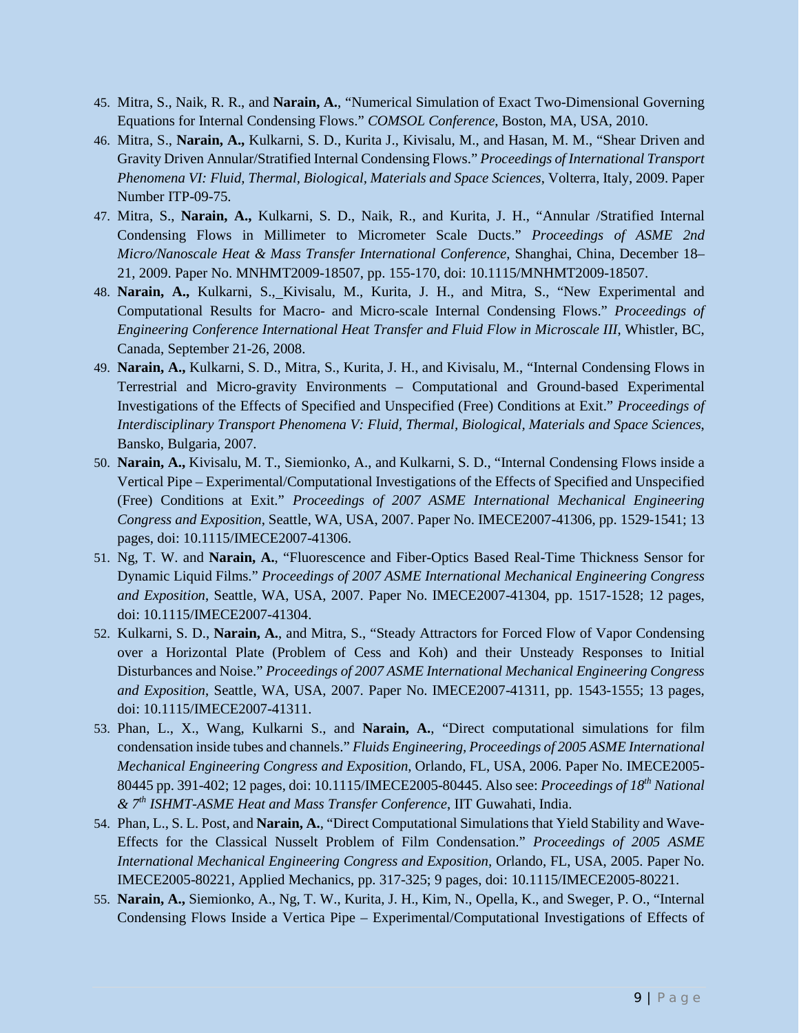45. Mitra, S., Naik, R. R., and **Narain, A.**, "Numerical Simulation of Exact Two-Dimensional Governing Equations for Internal Condensing Flows." *COMSOL Conference,* Boston, MA, USA, 2010.
46. Mitra, S., **Narain, A.,** Kulkarni, S. D., Kurita J., Kivisalu, M., and Hasan, M. M., "Shear Driven and Gravity Driven Annular/Stratified Internal Condensing Flows." *Proceedings of International Transport Phenomena VI: Fluid, Thermal, Biological, Materials and Space Sciences*, Volterra, Italy, 2009. Paper Number ITP-09-75.
47. Mitra, S., **Narain, A.,** Kulkarni, S. D., Naik, R., and Kurita, J. H., "Annular /Stratified Internal Condensing Flows in Millimeter to Micrometer Scale Ducts." *Proceedings of ASME 2nd Micro/Nanoscale Heat & Mass Transfer International Conference,* Shanghai, China, December 18–21, 2009. Paper No. MNHMT2009-18507, pp. 155-170, doi: 10.1115/MNHMT2009-18507.
48. **Narain, A.,** Kulkarni, S., Kivisalu, M., Kurita, J. H., and Mitra, S., "New Experimental and Computational Results for Macro- and Micro-scale Internal Condensing Flows." *Proceedings of Engineering Conference International Heat Transfer and Fluid Flow in Microscale III*, Whistler, BC, Canada, September 21-26, 2008.
49. **Narain, A.,** Kulkarni, S. D., Mitra, S., Kurita, J. H., and Kivisalu, M., "Internal Condensing Flows in Terrestrial and Micro-gravity Environments – Computational and Ground-based Experimental Investigations of the Effects of Specified and Unspecified (Free) Conditions at Exit." *Proceedings of Interdisciplinary Transport Phenomena V: Fluid, Thermal, Biological, Materials and Space Sciences*, Bansko, Bulgaria, 2007.
50. **Narain, A.,** Kivisalu, M. T., Siemionko, A., and Kulkarni, S. D., "Internal Condensing Flows inside a Vertical Pipe – Experimental/Computational Investigations of the Effects of Specified and Unspecified (Free) Conditions at Exit." *Proceedings of 2007 ASME International Mechanical Engineering Congress and Exposition*, Seattle, WA, USA, 2007. Paper No. IMECE2007-41306, pp. 1529-1541; 13 pages, doi: 10.1115/IMECE2007-41306.
51. Ng, T. W. and **Narain, A.**, "Fluorescence and Fiber-Optics Based Real-Time Thickness Sensor for Dynamic Liquid Films." *Proceedings of 2007 ASME International Mechanical Engineering Congress and Exposition*, Seattle, WA, USA, 2007. Paper No. IMECE2007-41304, pp. 1517-1528; 12 pages, doi: 10.1115/IMECE2007-41304.
52. Kulkarni, S. D., **Narain, A.**, and Mitra, S., "Steady Attractors for Forced Flow of Vapor Condensing over a Horizontal Plate (Problem of Cess and Koh) and their Unsteady Responses to Initial Disturbances and Noise." *Proceedings of 2007 ASME International Mechanical Engineering Congress and Exposition*, Seattle, WA, USA, 2007. Paper No. IMECE2007-41311, pp. 1543-1555; 13 pages, doi: 10.1115/IMECE2007-41311.
53. Phan, L., X., Wang, Kulkarni S., and **Narain, A.**, "Direct computational simulations for film condensation inside tubes and channels." *Fluids Engineering, Proceedings of 2005 ASME International Mechanical Engineering Congress and Exposition,* Orlando, FL, USA, 2006. Paper No. IMECE2005-80445 pp. 391-402; 12 pages, doi: 10.1115/IMECE2005-80445. Also see: *Proceedings of 18th National & 7th ISHMT-ASME Heat and Mass Transfer Conference*, IIT Guwahati, India.
54. Phan, L., S. L. Post, and **Narain, A.**, "Direct Computational Simulations that Yield Stability and Wave-Effects for the Classical Nusselt Problem of Film Condensation." *Proceedings of 2005 ASME International Mechanical Engineering Congress and Exposition,* Orlando, FL, USA, 2005. Paper No. IMECE2005-80221, Applied Mechanics, pp. 317-325; 9 pages, doi: 10.1115/IMECE2005-80221.
55. **Narain, A.,** Siemionko, A., Ng, T. W., Kurita, J. H., Kim, N., Opella, K., and Sweger, P. O., "Internal Condensing Flows Inside a Vertica Pipe – Experimental/Computational Investigations of Effects of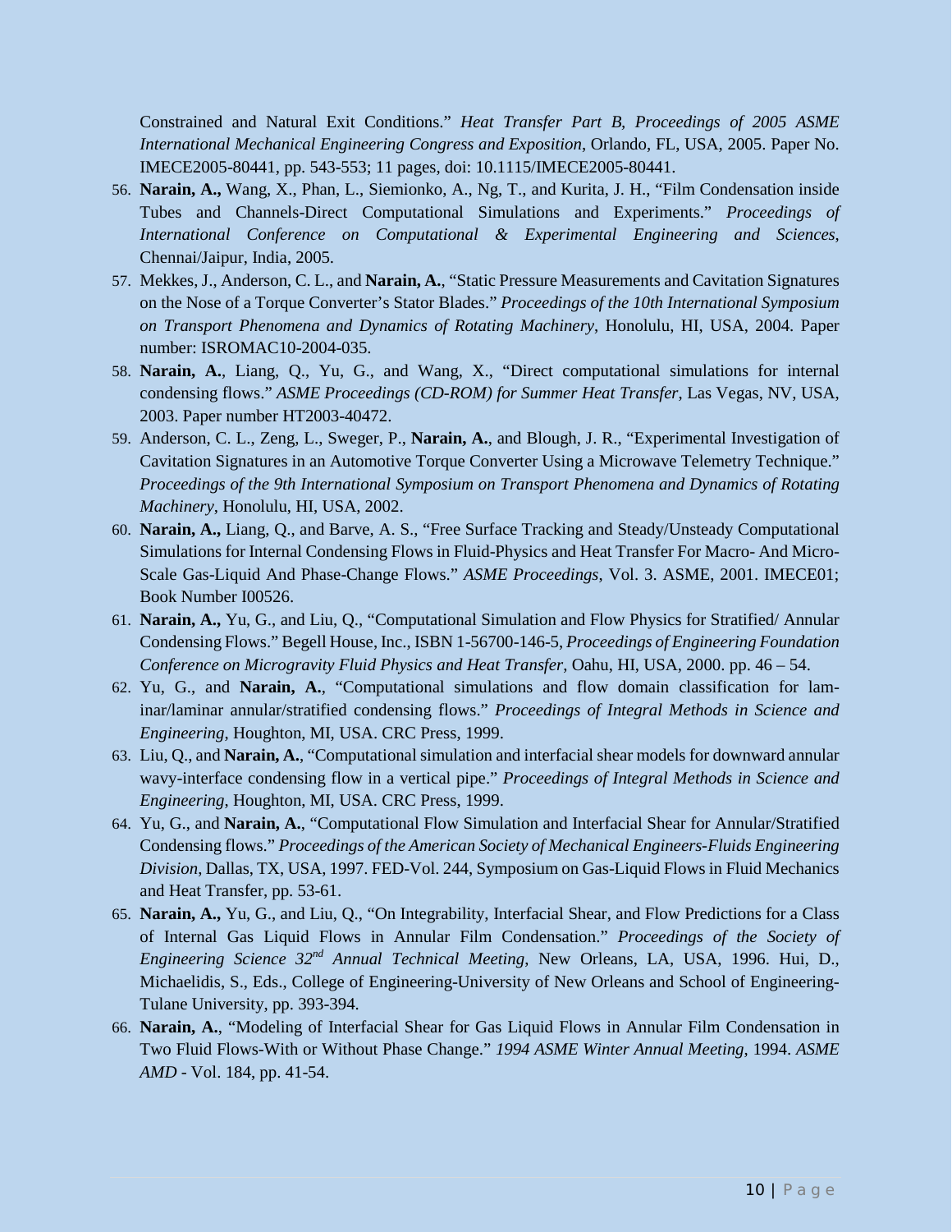Constrained and Natural Exit Conditions." *Heat Transfer Part B, Proceedings of 2005 ASME International Mechanical Engineering Congress and Exposition*, Orlando, FL, USA, 2005. Paper No. IMECE2005-80441, pp. 543-553; 11 pages, doi: 10.1115/IMECE2005-80441.

56. **Narain, A.,** Wang, X., Phan, L., Siemionko, A., Ng, T., and Kurita, J. H., "Film Condensation inside Tubes and Channels-Direct Computational Simulations and Experiments." *Proceedings of International Conference on Computational & Experimental Engineering and Sciences*, Chennai/Jaipur, India, 2005.
57. Mekkes, J., Anderson, C. L., and **Narain, A.**, "Static Pressure Measurements and Cavitation Signatures on the Nose of a Torque Converter's Stator Blades." *Proceedings of the 10th International Symposium on Transport Phenomena and Dynamics of Rotating Machinery*, Honolulu, HI, USA, 2004. Paper number: ISROMAC10-2004-035.
58. **Narain, A.**, Liang, Q., Yu, G., and Wang, X., "Direct computational simulations for internal condensing flows." *ASME Proceedings (CD-ROM) for Summer Heat Transfer*, Las Vegas, NV, USA, 2003. Paper number HT2003-40472.
59. Anderson, C. L., Zeng, L., Sweger, P., **Narain, A.**, and Blough, J. R., "Experimental Investigation of Cavitation Signatures in an Automotive Torque Converter Using a Microwave Telemetry Technique." *Proceedings of the 9th International Symposium on Transport Phenomena and Dynamics of Rotating Machinery*, Honolulu, HI, USA, 2002.
60. **Narain, A.,** Liang, Q., and Barve, A. S., "Free Surface Tracking and Steady/Unsteady Computational Simulations for Internal Condensing Flows in Fluid-Physics and Heat Transfer For Macro- And Micro-Scale Gas-Liquid And Phase-Change Flows." *ASME Proceedings*, Vol. 3. ASME, 2001. IMECE01; Book Number I00526.
61. **Narain, A.,** Yu, G., and Liu, Q., "Computational Simulation and Flow Physics for Stratified/ Annular Condensing Flows." Begell House, Inc., ISBN 1-56700-146-5, *Proceedings of Engineering Foundation Conference on Microgravity Fluid Physics and Heat Transfer*, Oahu, HI, USA, 2000. pp. 46 – 54.
62. Yu, G., and **Narain, A.**, "Computational simulations and flow domain classification for laminar/laminar annular/stratified condensing flows." *Proceedings of Integral Methods in Science and Engineering*, Houghton, MI, USA. CRC Press, 1999.
63. Liu, Q., and **Narain, A.**, "Computational simulation and interfacial shear models for downward annular wavy-interface condensing flow in a vertical pipe." *Proceedings of Integral Methods in Science and Engineering*, Houghton, MI, USA. CRC Press, 1999.
64. Yu, G., and **Narain, A.**, "Computational Flow Simulation and Interfacial Shear for Annular/Stratified Condensing flows." *Proceedings of the American Society of Mechanical Engineers-Fluids Engineering Division*, Dallas, TX, USA, 1997. FED-Vol. 244, Symposium on Gas-Liquid Flows in Fluid Mechanics and Heat Transfer, pp. 53-61.
65. **Narain, A.,** Yu, G., and Liu, Q., "On Integrability, Interfacial Shear, and Flow Predictions for a Class of Internal Gas Liquid Flows in Annular Film Condensation." *Proceedings of the Society of Engineering Science 32nd Annual Technical Meeting*, New Orleans, LA, USA, 1996. Hui, D., Michaelidis, S., Eds., College of Engineering-University of New Orleans and School of Engineering-Tulane University, pp. 393-394.
66. **Narain, A.**, "Modeling of Interfacial Shear for Gas Liquid Flows in Annular Film Condensation in Two Fluid Flows-With or Without Phase Change." *1994 ASME Winter Annual Meeting*, 1994. *ASME AMD* - Vol. 184, pp. 41-54.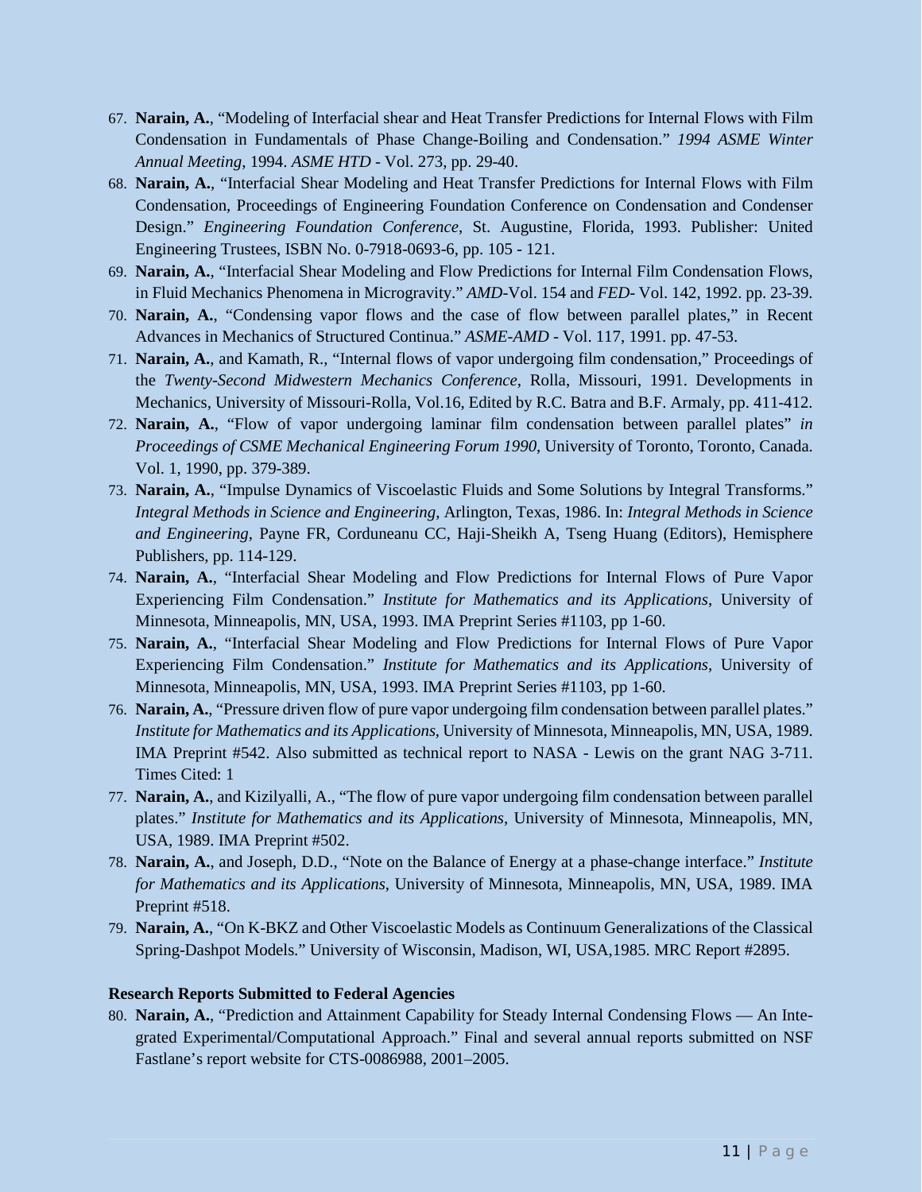67. **Narain, A.**, "Modeling of Interfacial shear and Heat Transfer Predictions for Internal Flows with Film Condensation in Fundamentals of Phase Change-Boiling and Condensation." *1994 ASME Winter Annual Meeting*, 1994. *ASME HTD* - Vol. 273, pp. 29-40.
68. **Narain, A.**, "Interfacial Shear Modeling and Heat Transfer Predictions for Internal Flows with Film Condensation, Proceedings of Engineering Foundation Conference on Condensation and Condenser Design." *Engineering Foundation Conference*, St. Augustine, Florida, 1993. Publisher: United Engineering Trustees, ISBN No. 0-7918-0693-6, pp. 105 - 121.
69. **Narain, A.**, "Interfacial Shear Modeling and Flow Predictions for Internal Film Condensation Flows, in Fluid Mechanics Phenomena in Microgravity." *AMD*-Vol. 154 and *FED*- Vol. 142, 1992. pp. 23-39.
70. **Narain, A.**, "Condensing vapor flows and the case of flow between parallel plates," in Recent Advances in Mechanics of Structured Continua." *ASME-AMD* - Vol. 117, 1991. pp. 47-53.
71. **Narain, A.**, and Kamath, R., "Internal flows of vapor undergoing film condensation," Proceedings of the *Twenty-Second Midwestern Mechanics Conference*, Rolla, Missouri, 1991. Developments in Mechanics, University of Missouri-Rolla, Vol.16, Edited by R.C. Batra and B.F. Armaly, pp. 411-412.
72. **Narain, A.**, "Flow of vapor undergoing laminar film condensation between parallel plates" *in Proceedings of CSME Mechanical Engineering Forum 1990*, University of Toronto, Toronto, Canada. Vol. 1, 1990, pp. 379-389.
73. **Narain, A.**, "Impulse Dynamics of Viscoelastic Fluids and Some Solutions by Integral Transforms." *Integral Methods in Science and Engineering*, Arlington, Texas, 1986. In: *Integral Methods in Science and Engineering*, Payne FR, Corduneanu CC, Haji-Sheikh A, Tseng Huang (Editors), Hemisphere Publishers, pp. 114-129.
74. **Narain, A.**, "Interfacial Shear Modeling and Flow Predictions for Internal Flows of Pure Vapor Experiencing Film Condensation." *Institute for Mathematics and its Applications*, University of Minnesota, Minneapolis, MN, USA, 1993. IMA Preprint Series #1103, pp 1-60.
75. **Narain, A.**, "Interfacial Shear Modeling and Flow Predictions for Internal Flows of Pure Vapor Experiencing Film Condensation." *Institute for Mathematics and its Applications*, University of Minnesota, Minneapolis, MN, USA, 1993. IMA Preprint Series #1103, pp 1-60.
76. **Narain, A.**, "Pressure driven flow of pure vapor undergoing film condensation between parallel plates." *Institute for Mathematics and its Applications*, University of Minnesota, Minneapolis, MN, USA, 1989. IMA Preprint #542. Also submitted as technical report to NASA - Lewis on the grant NAG 3-711. Times Cited: 1
77. **Narain, A.**, and Kizilyalli, A., "The flow of pure vapor undergoing film condensation between parallel plates." *Institute for Mathematics and its Applications*, University of Minnesota, Minneapolis, MN, USA, 1989. IMA Preprint #502.
78. **Narain, A.**, and Joseph, D.D., "Note on the Balance of Energy at a phase-change interface." *Institute for Mathematics and its Applications*, University of Minnesota, Minneapolis, MN, USA, 1989. IMA Preprint #518.
79. **Narain, A.**, "On K-BKZ and Other Viscoelastic Models as Continuum Generalizations of the Classical Spring-Dashpot Models." University of Wisconsin, Madison, WI, USA,1985. MRC Report #2895.

**Research Reports Submitted to Federal Agencies**

80. **Narain, A.**, "Prediction and Attainment Capability for Steady Internal Condensing Flows — An Integrated Experimental/Computational Approach." Final and several annual reports submitted on NSF Fastlane's report website for CTS-0086988, 2001–2005.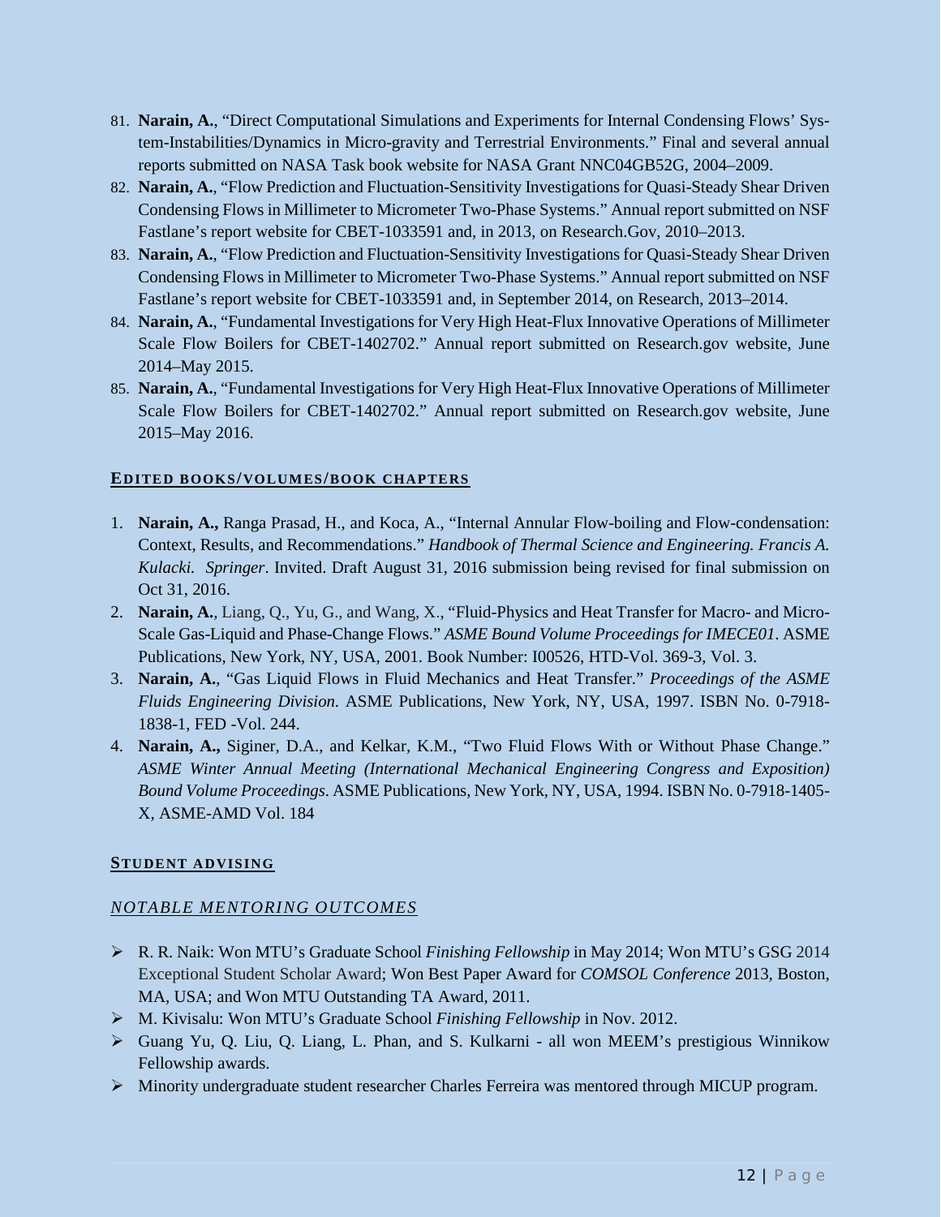81. **Narain, A.**, "Direct Computational Simulations and Experiments for Internal Condensing Flows' System-Instabilities/Dynamics in Micro-gravity and Terrestrial Environments." Final and several annual reports submitted on NASA Task book website for NASA Grant NNC04GB52G, 2004–2009.
82. **Narain, A.**, "Flow Prediction and Fluctuation-Sensitivity Investigations for Quasi-Steady Shear Driven Condensing Flows in Millimeter to Micrometer Two-Phase Systems." Annual report submitted on NSF Fastlane's report website for CBET-1033591 and, in 2013, on Research.Gov, 2010–2013.
83. **Narain, A.**, "Flow Prediction and Fluctuation-Sensitivity Investigations for Quasi-Steady Shear Driven Condensing Flows in Millimeter to Micrometer Two-Phase Systems." Annual report submitted on NSF Fastlane's report website for CBET-1033591 and, in September 2014, on Research, 2013–2014.
84. **Narain, A.**, "Fundamental Investigations for Very High Heat-Flux Innovative Operations of Millimeter Scale Flow Boilers for CBET-1402702." Annual report submitted on Research.gov website, June 2014–May 2015.
85. **Narain, A.**, "Fundamental Investigations for Very High Heat-Flux Innovative Operations of Millimeter Scale Flow Boilers for CBET-1402702." Annual report submitted on Research.gov website, June 2015–May 2016.

## EDITED BOOKS/VOLUMES/BOOK CHAPTERS

1. **Narain, A.,** Ranga Prasad, H., and Koca, A., "Internal Annular Flow-boiling and Flow-condensation: Context, Results, and Recommendations." *Handbook of Thermal Science and Engineering. Francis A. Kulacki. Springer*. Invited. Draft August 31, 2016 submission being revised for final submission on Oct 31, 2016.
2. **Narain, A.**, Liang, Q., Yu, G., and Wang, X., "Fluid-Physics and Heat Transfer for Macro- and Micro-Scale Gas-Liquid and Phase-Change Flows." *ASME Bound Volume Proceedings for IMECE01*. ASME Publications, New York, NY, USA, 2001. Book Number: I00526, HTD-Vol. 369-3, Vol. 3.
3. **Narain, A.**, "Gas Liquid Flows in Fluid Mechanics and Heat Transfer." *Proceedings of the ASME Fluids Engineering Division*. ASME Publications, New York, NY, USA, 1997. ISBN No. 0-7918-1838-1, FED -Vol. 244.
4. **Narain, A.,** Siginer, D.A., and Kelkar, K.M., "Two Fluid Flows With or Without Phase Change." *ASME Winter Annual Meeting (International Mechanical Engineering Congress and Exposition) Bound Volume Proceedings*. ASME Publications, New York, NY, USA, 1994. ISBN No. 0-7918-1405-X, ASME-AMD Vol. 184

## STUDENT ADVISING

### *NOTABLE MENTORING OUTCOMES*

- R. R. Naik: Won MTU's Graduate School *Finishing Fellowship* in May 2014; Won MTU's GSG 2014 Exceptional Student Scholar Award; Won Best Paper Award for *COMSOL Conference* 2013, Boston, MA, USA; and Won MTU Outstanding TA Award, 2011.
- M. Kivisalu: Won MTU's Graduate School *Finishing Fellowship* in Nov. 2012.
- Guang Yu, Q. Liu, Q. Liang, L. Phan, and S. Kulkarni - all won MEEM's prestigious Winnikow Fellowship awards.
- Minority undergraduate student researcher Charles Ferreira was mentored through MICUP program.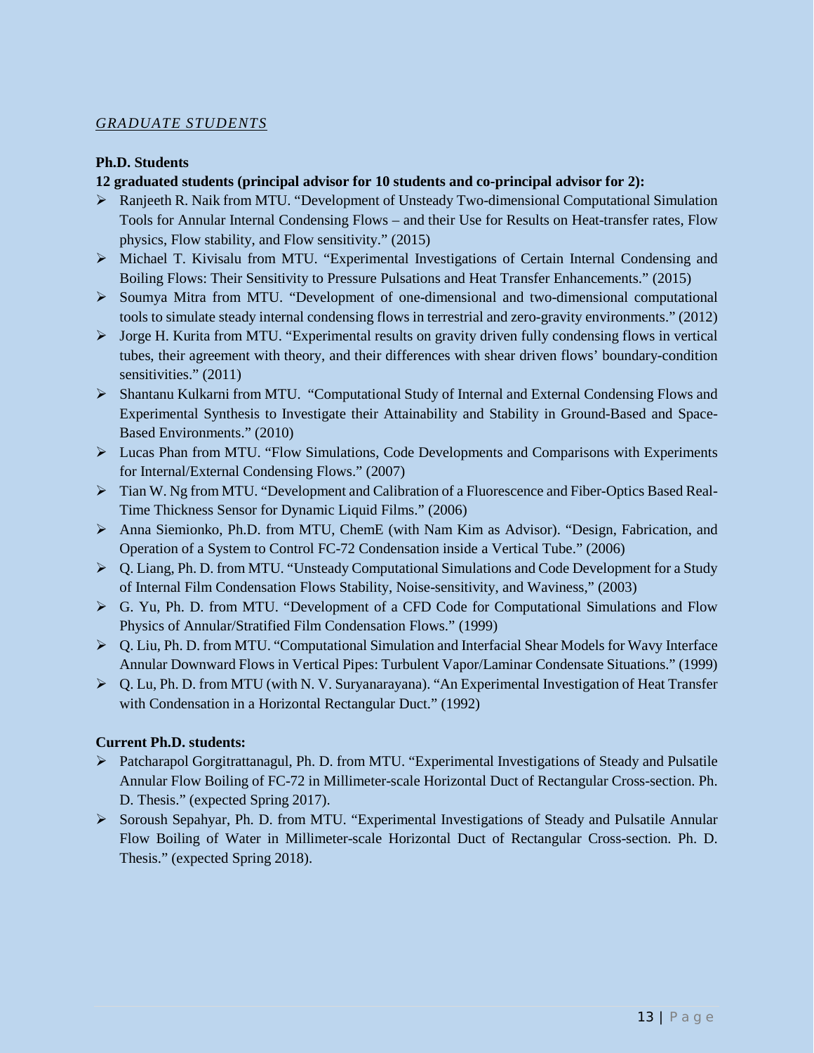*GRADUATE STUDENTS*

**Ph.D. Students**

**12 graduated students (principal advisor for 10 students and co-principal advisor for 2):**

- Ranjeeth R. Naik from MTU. "Development of Unsteady Two-dimensional Computational Simulation Tools for Annular Internal Condensing Flows – and their Use for Results on Heat-transfer rates, Flow physics, Flow stability, and Flow sensitivity." (2015)
- Michael T. Kivisalu from MTU. "Experimental Investigations of Certain Internal Condensing and Boiling Flows: Their Sensitivity to Pressure Pulsations and Heat Transfer Enhancements." (2015)
- Soumya Mitra from MTU. "Development of one-dimensional and two-dimensional computational tools to simulate steady internal condensing flows in terrestrial and zero-gravity environments." (2012)
- Jorge H. Kurita from MTU. "Experimental results on gravity driven fully condensing flows in vertical tubes, their agreement with theory, and their differences with shear driven flows' boundary-condition sensitivities." (2011)
- Shantanu Kulkarni from MTU. "Computational Study of Internal and External Condensing Flows and Experimental Synthesis to Investigate their Attainability and Stability in Ground-Based and Space-Based Environments." (2010)
- Lucas Phan from MTU. "Flow Simulations, Code Developments and Comparisons with Experiments for Internal/External Condensing Flows." (2007)
- Tian W. Ng from MTU. "Development and Calibration of a Fluorescence and Fiber-Optics Based Real-Time Thickness Sensor for Dynamic Liquid Films." (2006)
- Anna Siemionko, Ph.D. from MTU, ChemE (with Nam Kim as Advisor). "Design, Fabrication, and Operation of a System to Control FC-72 Condensation inside a Vertical Tube." (2006)
- Q. Liang, Ph. D. from MTU. "Unsteady Computational Simulations and Code Development for a Study of Internal Film Condensation Flows Stability, Noise-sensitivity, and Waviness," (2003)
- G. Yu, Ph. D. from MTU. "Development of a CFD Code for Computational Simulations and Flow Physics of Annular/Stratified Film Condensation Flows." (1999)
- Q. Liu, Ph. D. from MTU. "Computational Simulation and Interfacial Shear Models for Wavy Interface Annular Downward Flows in Vertical Pipes: Turbulent Vapor/Laminar Condensate Situations." (1999)
- Q. Lu, Ph. D. from MTU (with N. V. Suryanarayana). "An Experimental Investigation of Heat Transfer with Condensation in a Horizontal Rectangular Duct." (1992)

**Current Ph.D. students:**

- Patcharapol Gorgitrattanagul, Ph. D. from MTU. "Experimental Investigations of Steady and Pulsatile Annular Flow Boiling of FC-72 in Millimeter-scale Horizontal Duct of Rectangular Cross-section. Ph. D. Thesis." (expected Spring 2017).
- Soroush Sepahyar, Ph. D. from MTU. "Experimental Investigations of Steady and Pulsatile Annular Flow Boiling of Water in Millimeter-scale Horizontal Duct of Rectangular Cross-section. Ph. D. Thesis." (expected Spring 2018).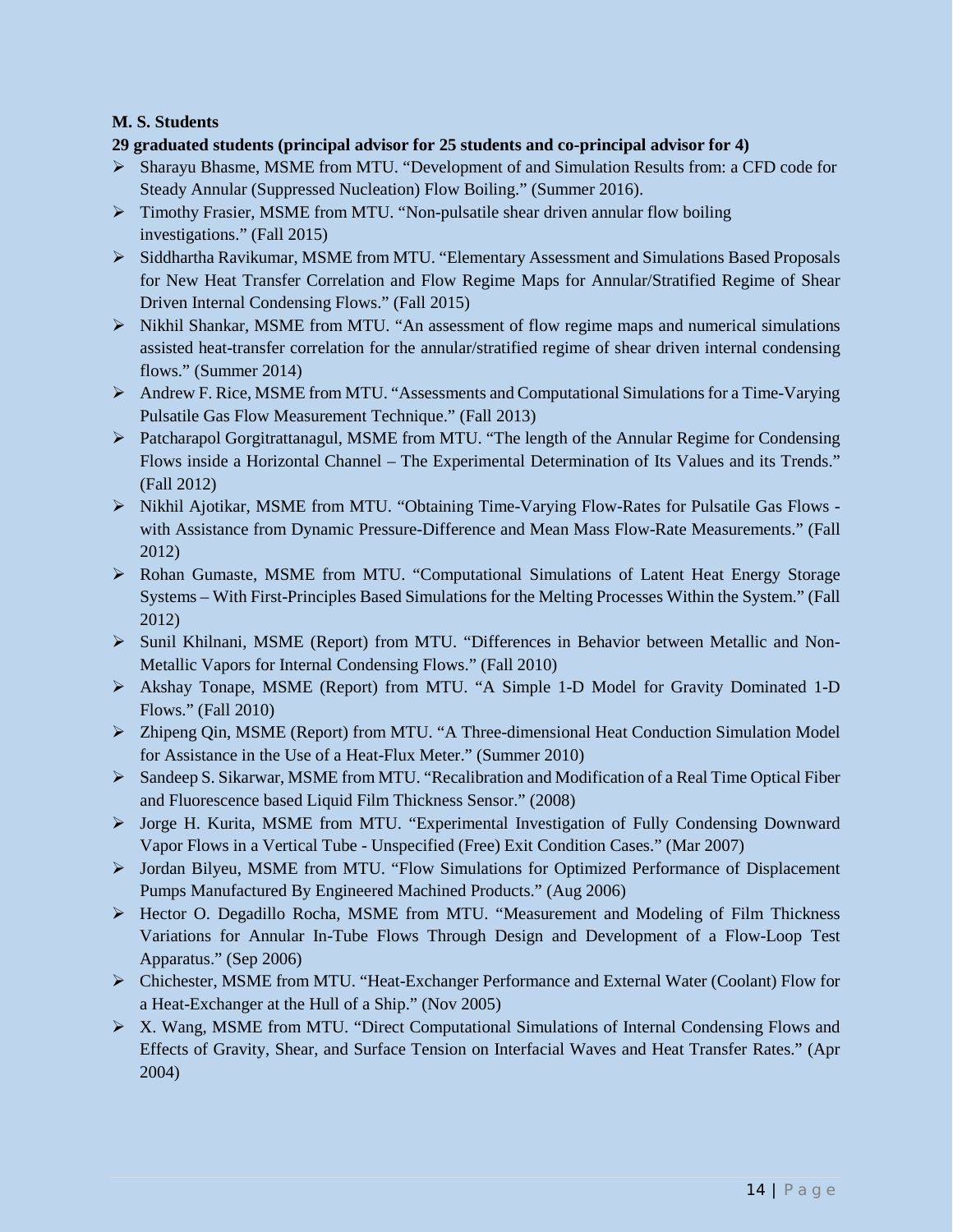**M. S. Students**

**29 graduated students (principal advisor for 25 students and co-principal advisor for 4)**

- Sharayu Bhasme, MSME from MTU. "Development of and Simulation Results from: a CFD code for Steady Annular (Suppressed Nucleation) Flow Boiling." (Summer 2016).
- Timothy Frasier, MSME from MTU. "Non-pulsatile shear driven annular flow boiling investigations." (Fall 2015)
- Siddhartha Ravikumar, MSME from MTU. "Elementary Assessment and Simulations Based Proposals for New Heat Transfer Correlation and Flow Regime Maps for Annular/Stratified Regime of Shear Driven Internal Condensing Flows." (Fall 2015)
- Nikhil Shankar, MSME from MTU. "An assessment of flow regime maps and numerical simulations assisted heat-transfer correlation for the annular/stratified regime of shear driven internal condensing flows." (Summer 2014)
- Andrew F. Rice, MSME from MTU. "Assessments and Computational Simulations for a Time-Varying Pulsatile Gas Flow Measurement Technique." (Fall 2013)
- Patcharapol Gorgitrattanagul, MSME from MTU. "The length of the Annular Regime for Condensing Flows inside a Horizontal Channel – The Experimental Determination of Its Values and its Trends." (Fall 2012)
- Nikhil Ajotikar, MSME from MTU. "Obtaining Time-Varying Flow-Rates for Pulsatile Gas Flows - with Assistance from Dynamic Pressure-Difference and Mean Mass Flow-Rate Measurements." (Fall 2012)
- Rohan Gumaste, MSME from MTU. "Computational Simulations of Latent Heat Energy Storage Systems – With First-Principles Based Simulations for the Melting Processes Within the System." (Fall 2012)
- Sunil Khilnani, MSME (Report) from MTU. "Differences in Behavior between Metallic and Non-Metallic Vapors for Internal Condensing Flows." (Fall 2010)
- Akshay Tonape, MSME (Report) from MTU. "A Simple 1-D Model for Gravity Dominated 1-D Flows." (Fall 2010)
- Zhipeng Qin, MSME (Report) from MTU. "A Three-dimensional Heat Conduction Simulation Model for Assistance in the Use of a Heat-Flux Meter." (Summer 2010)
- Sandeep S. Sikarwar, MSME from MTU. "Recalibration and Modification of a Real Time Optical Fiber and Fluorescence based Liquid Film Thickness Sensor." (2008)
- Jorge H. Kurita, MSME from MTU. "Experimental Investigation of Fully Condensing Downward Vapor Flows in a Vertical Tube - Unspecified (Free) Exit Condition Cases." (Mar 2007)
- Jordan Bilyeu, MSME from MTU. "Flow Simulations for Optimized Performance of Displacement Pumps Manufactured By Engineered Machined Products." (Aug 2006)
- Hector O. Degadillo Rocha, MSME from MTU. "Measurement and Modeling of Film Thickness Variations for Annular In-Tube Flows Through Design and Development of a Flow-Loop Test Apparatus." (Sep 2006)
- Chichester, MSME from MTU. "Heat-Exchanger Performance and External Water (Coolant) Flow for a Heat-Exchanger at the Hull of a Ship." (Nov 2005)
- X. Wang, MSME from MTU. "Direct Computational Simulations of Internal Condensing Flows and Effects of Gravity, Shear, and Surface Tension on Interfacial Waves and Heat Transfer Rates." (Apr 2004)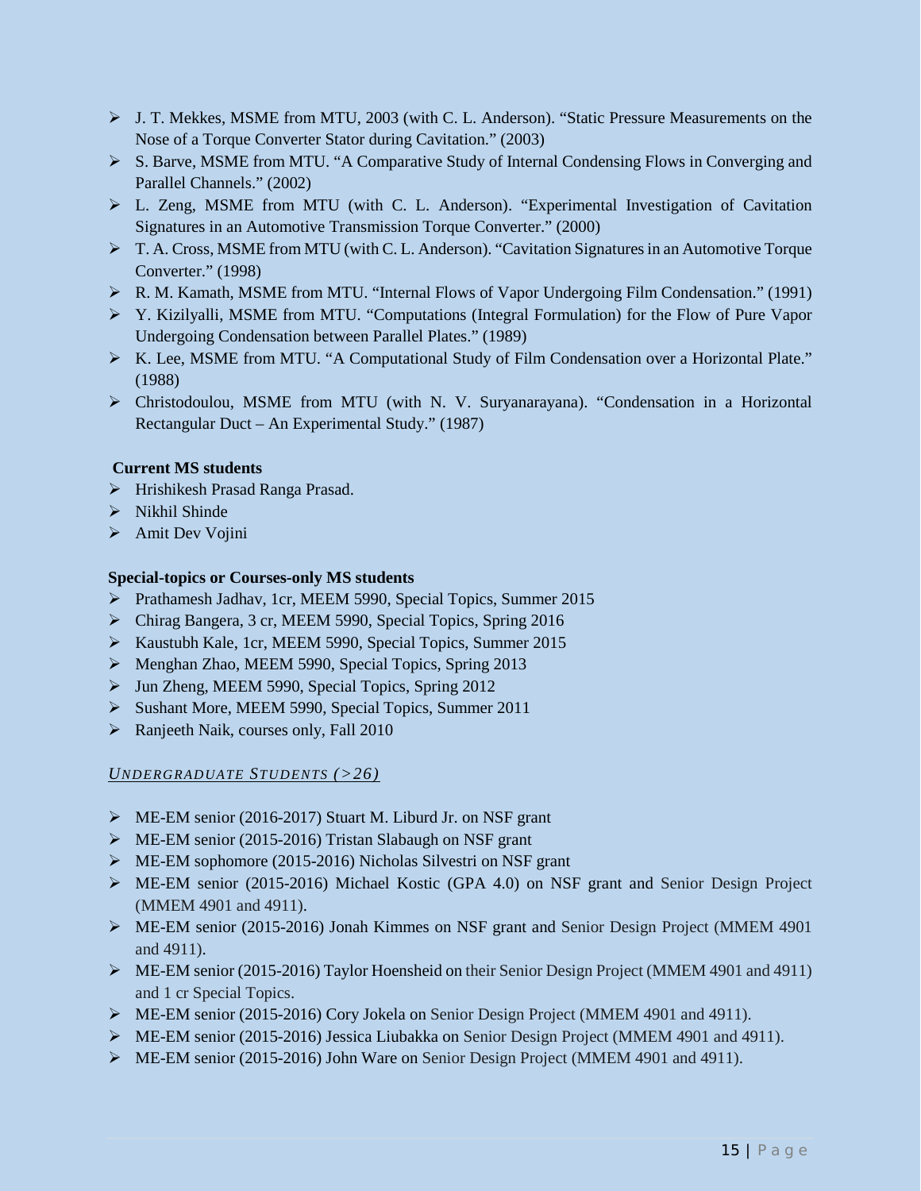- J. T. Mekkes, MSME from MTU, 2003 (with C. L. Anderson). "Static Pressure Measurements on the Nose of a Torque Converter Stator during Cavitation." (2003)
- S. Barve, MSME from MTU. "A Comparative Study of Internal Condensing Flows in Converging and Parallel Channels." (2002)
- L. Zeng, MSME from MTU (with C. L. Anderson). "Experimental Investigation of Cavitation Signatures in an Automotive Transmission Torque Converter." (2000)
- T. A. Cross, MSME from MTU (with C. L. Anderson). "Cavitation Signatures in an Automotive Torque Converter." (1998)
- R. M. Kamath, MSME from MTU. "Internal Flows of Vapor Undergoing Film Condensation." (1991)
- Y. Kizilyalli, MSME from MTU. "Computations (Integral Formulation) for the Flow of Pure Vapor Undergoing Condensation between Parallel Plates." (1989)
- K. Lee, MSME from MTU. "A Computational Study of Film Condensation over a Horizontal Plate." (1988)
- Christodoulou, MSME from MTU (with N. V. Suryanarayana). "Condensation in a Horizontal Rectangular Duct – An Experimental Study." (1987)

**Current MS students**

- Hrishikesh Prasad Ranga Prasad.
- Nikhil Shinde
- Amit Dev Vojini

**Special-topics or Courses-only MS students**

- Prathamesh Jadhav, 1cr, MEEM 5990, Special Topics, Summer 2015
- Chirag Bangera, 3 cr, MEEM 5990, Special Topics, Spring 2016
- Kaustubh Kale, 1cr, MEEM 5990, Special Topics, Summer 2015
- Menghan Zhao, MEEM 5990, Special Topics, Spring 2013
- Jun Zheng, MEEM 5990, Special Topics, Spring 2012
- Sushant More, MEEM 5990, Special Topics, Summer 2011
- Ranjeeth Naik, courses only, Fall 2010

*UNDERGRADUATE STUDENTS (>26)*

- ME-EM senior (2016-2017) Stuart M. Liburd Jr. on NSF grant
- ME-EM senior (2015-2016) Tristan Slabaugh on NSF grant
- ME-EM sophomore (2015-2016) Nicholas Silvestri on NSF grant
- ME-EM senior (2015-2016) Michael Kostic (GPA 4.0) on NSF grant and Senior Design Project (MMEM 4901 and 4911).
- ME-EM senior (2015-2016) Jonah Kimmes on NSF grant and Senior Design Project (MMEM 4901 and 4911).
- ME-EM senior (2015-2016) Taylor Hoensheid on their Senior Design Project (MMEM 4901 and 4911) and 1 cr Special Topics.
- ME-EM senior (2015-2016) Cory Jokela on Senior Design Project (MMEM 4901 and 4911).
- ME-EM senior (2015-2016) Jessica Liubakka on Senior Design Project (MMEM 4901 and 4911).
- ME-EM senior (2015-2016) John Ware on Senior Design Project (MMEM 4901 and 4911).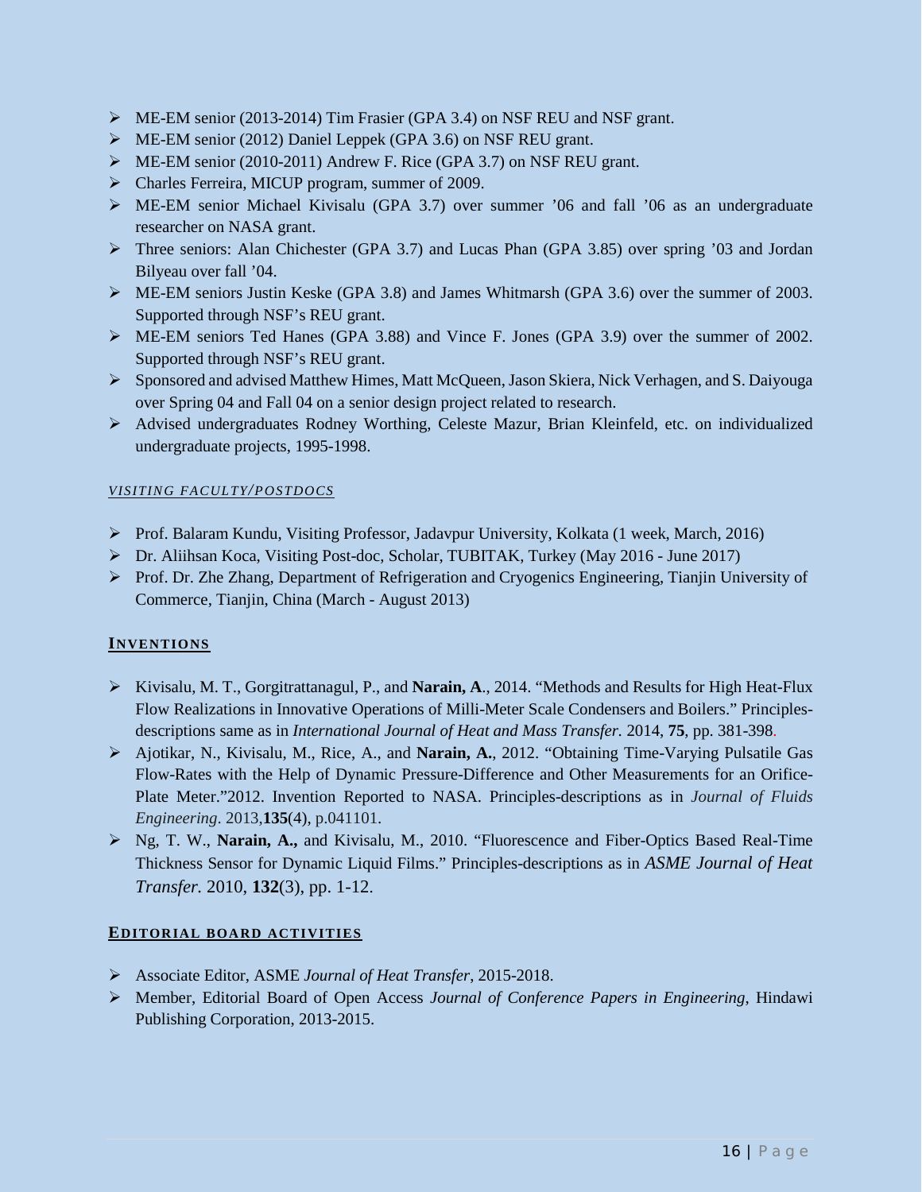- ME-EM senior (2013-2014) Tim Frasier (GPA 3.4) on NSF REU and NSF grant.
- ME-EM senior (2012) Daniel Leppek (GPA 3.6) on NSF REU grant.
- ME-EM senior (2010-2011) Andrew F. Rice (GPA 3.7) on NSF REU grant.
- Charles Ferreira, MICUP program, summer of 2009.
- ME-EM senior Michael Kivisalu (GPA 3.7) over summer '06 and fall '06 as an undergraduate researcher on NASA grant.
- Three seniors: Alan Chichester (GPA 3.7) and Lucas Phan (GPA 3.85) over spring '03 and Jordan Bilyeau over fall '04.
- ME-EM seniors Justin Keske (GPA 3.8) and James Whitmarsh (GPA 3.6) over the summer of 2003. Supported through NSF's REU grant.
- ME-EM seniors Ted Hanes (GPA 3.88) and Vince F. Jones (GPA 3.9) over the summer of 2002. Supported through NSF's REU grant.
- Sponsored and advised Matthew Himes, Matt McQueen, Jason Skiera, Nick Verhagen, and S. Daiyouga over Spring 04 and Fall 04 on a senior design project related to research.
- Advised undergraduates Rodney Worthing, Celeste Mazur, Brian Kleinfeld, etc. on individualized undergraduate projects, 1995-1998.

### *VISITING FACULTY/POSTDOCS*

- Prof. Balaram Kundu, Visiting Professor, Jadavpur University, Kolkata (1 week, March, 2016)
- Dr. Aliihsan Koca, Visiting Post-doc, Scholar, TUBITAK, Turkey (May 2016 - June 2017)
- Prof. Dr. Zhe Zhang, Department of Refrigeration and Cryogenics Engineering, Tianjin University of Commerce, Tianjin, China (March - August 2013)

## INVENTIONS

- Kivisalu, M. T., Gorgitrattanagul, P., and **Narain, A**., 2014. "Methods and Results for High Heat-Flux Flow Realizations in Innovative Operations of Milli-Meter Scale Condensers and Boilers." Principles-descriptions same as in *International Journal of Heat and Mass Transfer.* 2014, **75**, pp. 381-398.
- Ajotikar, N., Kivisalu, M., Rice, A., and **Narain, A.**, 2012. "Obtaining Time-Varying Pulsatile Gas Flow-Rates with the Help of Dynamic Pressure-Difference and Other Measurements for an Orifice-Plate Meter."2012. Invention Reported to NASA. Principles-descriptions as in *Journal of Fluids Engineering*. 2013,**135**(4), p.041101.
- Ng, T. W., **Narain, A.,** and Kivisalu, M., 2010. "Fluorescence and Fiber-Optics Based Real-Time Thickness Sensor for Dynamic Liquid Films." Principles-descriptions as in *ASME Journal of Heat Transfer.* 2010, **132**(3), pp. 1-12.

## EDITORIAL BOARD ACTIVITIES

- Associate Editor, ASME *Journal of Heat Transfer*, 2015-2018.
- Member, Editorial Board of Open Access *Journal of Conference Papers in Engineering*, Hindawi Publishing Corporation, 2013-2015.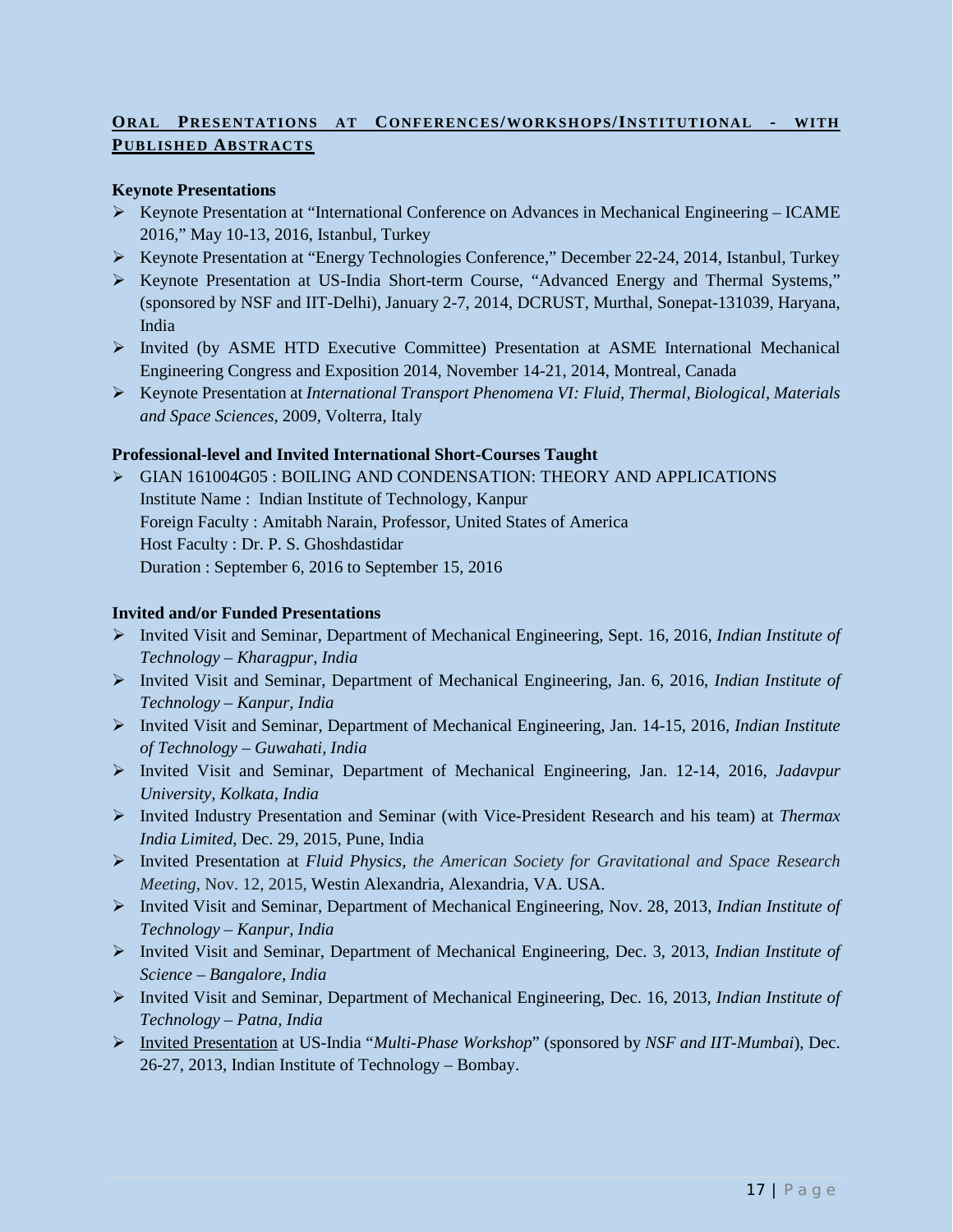## ORAL PRESENTATIONS AT CONFERENCES/WORKSHOPS/INSTITUTIONAL - WITH PUBLISHED ABSTRACTS

**Keynote Presentations**

- Keynote Presentation at "International Conference on Advances in Mechanical Engineering – ICAME 2016," May 10-13, 2016, Istanbul, Turkey
- Keynote Presentation at "Energy Technologies Conference," December 22-24, 2014, Istanbul, Turkey
- Keynote Presentation at US-India Short-term Course, "Advanced Energy and Thermal Systems," (sponsored by NSF and IIT-Delhi), January 2-7, 2014, DCRUST, Murthal, Sonepat-131039, Haryana, India
- Invited (by ASME HTD Executive Committee) Presentation at ASME International Mechanical Engineering Congress and Exposition 2014, November 14-21, 2014, Montreal, Canada
- Keynote Presentation at *International Transport Phenomena VI: Fluid, Thermal, Biological, Materials and Space Sciences*, 2009, Volterra, Italy

**Professional-level and Invited International Short-Courses Taught**

- GIAN 161004G05 : BOILING AND CONDENSATION: THEORY AND APPLICATIONS
  Institute Name : Indian Institute of Technology, Kanpur
  Foreign Faculty : Amitabh Narain, Professor, United States of America
  Host Faculty : Dr. P. S. Ghoshdastidar
  Duration : September 6, 2016 to September 15, 2016

**Invited and/or Funded Presentations**

- Invited Visit and Seminar, Department of Mechanical Engineering, Sept. 16, 2016, *Indian Institute of Technology – Kharagpur, India*
- Invited Visit and Seminar, Department of Mechanical Engineering, Jan. 6, 2016, *Indian Institute of Technology – Kanpur, India*
- Invited Visit and Seminar, Department of Mechanical Engineering, Jan. 14-15, 2016, *Indian Institute of Technology – Guwahati, India*
- Invited Visit and Seminar, Department of Mechanical Engineering, Jan. 12-14, 2016, *Jadavpur University, Kolkata, India*
- Invited Industry Presentation and Seminar (with Vice-President Research and his team) at *Thermax India Limited*, Dec. 29, 2015, Pune, India
- Invited Presentation at *Fluid Physics, the American Society for Gravitational and Space Research Meeting*, Nov. 12, 2015, Westin Alexandria, Alexandria, VA. USA.
- Invited Visit and Seminar, Department of Mechanical Engineering, Nov. 28, 2013, *Indian Institute of Technology – Kanpur, India*
- Invited Visit and Seminar, Department of Mechanical Engineering, Dec. 3, 2013, *Indian Institute of Science – Bangalore, India*
- Invited Visit and Seminar, Department of Mechanical Engineering, Dec. 16, 2013, *Indian Institute of Technology – Patna, India*
- Invited Presentation at US-India "*Multi-Phase Workshop*" (sponsored by *NSF and IIT-Mumbai*), Dec. 26-27, 2013, Indian Institute of Technology – Bombay.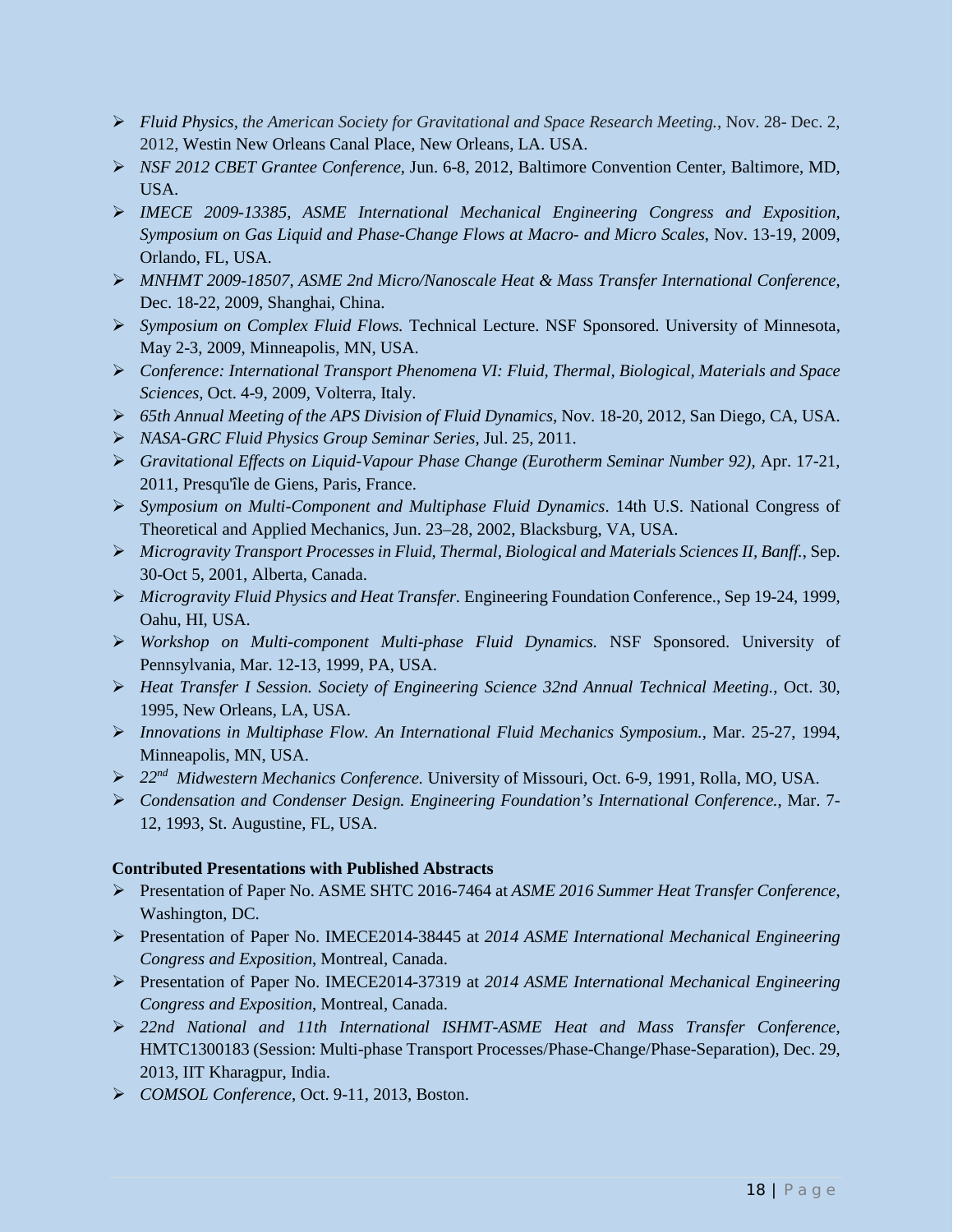- *Fluid Physics, the American Society for Gravitational and Space Research Meeting.*, Nov. 28- Dec. 2, 2012, Westin New Orleans Canal Place, New Orleans, LA. USA.
- *NSF 2012 CBET Grantee Conference*, Jun. 6-8, 2012, Baltimore Convention Center, Baltimore, MD, USA.
- *IMECE 2009-13385, ASME International Mechanical Engineering Congress and Exposition, Symposium on Gas Liquid and Phase-Change Flows at Macro- and Micro Scales*, Nov. 13-19, 2009, Orlando, FL, USA.
- *MNHMT 2009-18507, ASME 2nd Micro/Nanoscale Heat & Mass Transfer International Conference*, Dec. 18-22, 2009, Shanghai, China.
- *Symposium on Complex Fluid Flows.* Technical Lecture. NSF Sponsored. University of Minnesota, May 2-3, 2009, Minneapolis, MN, USA.
- *Conference: International Transport Phenomena VI: Fluid, Thermal, Biological, Materials and Space Sciences*, Oct. 4-9, 2009, Volterra, Italy.
- *65th Annual Meeting of the APS Division of Fluid Dynamics*, Nov. 18-20, 2012, San Diego, CA, USA.
- *NASA-GRC Fluid Physics Group Seminar Series*, Jul. 25, 2011.
- *Gravitational Effects on Liquid-Vapour Phase Change (Eurotherm Seminar Number 92)*, Apr. 17-21, 2011, Presqu'île de Giens, Paris, France.
- *Symposium on Multi-Component and Multiphase Fluid Dynamics*. 14th U.S. National Congress of Theoretical and Applied Mechanics, Jun. 23–28, 2002, Blacksburg, VA, USA.
- *Microgravity Transport Processes in Fluid, Thermal, Biological and Materials Sciences II, Banff.*, Sep. 30-Oct 5, 2001, Alberta, Canada.
- *Microgravity Fluid Physics and Heat Transfer.* Engineering Foundation Conference., Sep 19-24, 1999, Oahu, HI, USA.
- *Workshop on Multi-component Multi-phase Fluid Dynamics.* NSF Sponsored. University of Pennsylvania, Mar. 12-13, 1999, PA, USA.
- *Heat Transfer I Session. Society of Engineering Science 32nd Annual Technical Meeting.*, Oct. 30, 1995, New Orleans, LA, USA.
- *Innovations in Multiphase Flow. An International Fluid Mechanics Symposium.*, Mar. 25-27, 1994, Minneapolis, MN, USA.
- *22nd Midwestern Mechanics Conference.* University of Missouri, Oct. 6-9, 1991, Rolla, MO, USA.
- *Condensation and Condenser Design. Engineering Foundation's International Conference.*, Mar. 7-12, 1993, St. Augustine, FL, USA.

**Contributed Presentations with Published Abstracts**

- Presentation of Paper No. ASME SHTC 2016-7464 at *ASME 2016 Summer Heat Transfer Conference*, Washington, DC.
- Presentation of Paper No. IMECE2014-38445 at *2014 ASME International Mechanical Engineering Congress and Exposition*, Montreal, Canada.
- Presentation of Paper No. IMECE2014-37319 at *2014 ASME International Mechanical Engineering Congress and Exposition*, Montreal, Canada.
- *22nd National and 11th International ISHMT-ASME Heat and Mass Transfer Conference*, HMTC1300183 (Session: Multi-phase Transport Processes/Phase-Change/Phase-Separation), Dec. 29, 2013, IIT Kharagpur, India.
- *COMSOL Conference*, Oct. 9-11, 2013, Boston.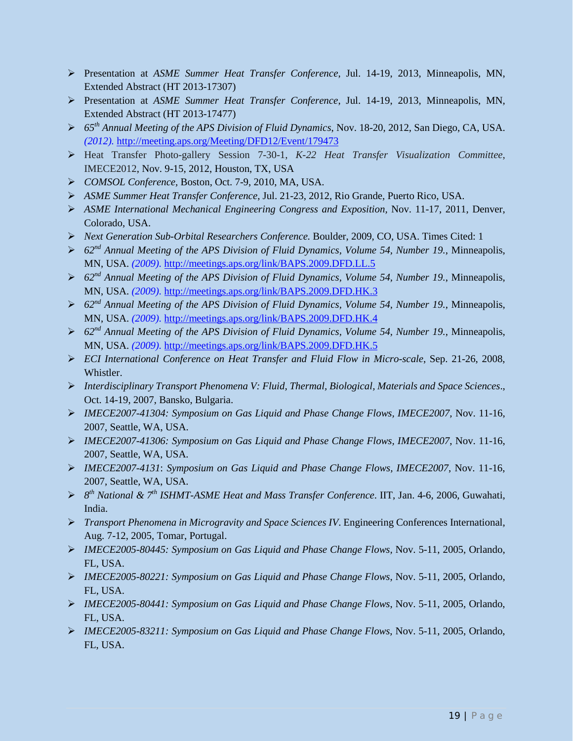- Presentation at *ASME Summer Heat Transfer Conference*, Jul. 14-19, 2013, Minneapolis, MN, Extended Abstract (HT 2013-17307)
- Presentation at *ASME Summer Heat Transfer Conference*, Jul. 14-19, 2013, Minneapolis, MN, Extended Abstract (HT 2013-17477)
- *65th Annual Meeting of the APS Division of Fluid Dynamics*, Nov. 18-20, 2012, San Diego, CA, USA. *(2012).* http://meeting.aps.org/Meeting/DFD12/Event/179473
- Heat Transfer Photo-gallery Session 7-30-1, *K-22 Heat Transfer Visualization Committee*, IMECE2012, Nov. 9-15, 2012, Houston, TX, USA
- *COMSOL Conference*, Boston, Oct. 7-9, 2010, MA, USA.
- *ASME Summer Heat Transfer Conference*, Jul. 21-23, 2012, Rio Grande, Puerto Rico, USA.
- *ASME International Mechanical Engineering Congress and Exposition*, Nov. 11-17, 2011, Denver, Colorado, USA.
- *Next Generation Sub-Orbital Researchers Conference.* Boulder, 2009, CO, USA. Times Cited: 1
- *62nd Annual Meeting of the APS Division of Fluid Dynamics, Volume 54, Number 19.*, Minneapolis, MN, USA. *(2009).* http://meetings.aps.org/link/BAPS.2009.DFD.LL.5
- *62nd Annual Meeting of the APS Division of Fluid Dynamics, Volume 54, Number 19.*, Minneapolis, MN, USA. *(2009).* http://meetings.aps.org/link/BAPS.2009.DFD.HK.3
- *62nd Annual Meeting of the APS Division of Fluid Dynamics, Volume 54, Number 19.*, Minneapolis, MN, USA. *(2009).* http://meetings.aps.org/link/BAPS.2009.DFD.HK.4
- *62nd Annual Meeting of the APS Division of Fluid Dynamics, Volume 54, Number 19.*, Minneapolis, MN, USA. *(2009).* http://meetings.aps.org/link/BAPS.2009.DFD.HK.5
- *ECI International Conference on Heat Transfer and Fluid Flow in Micro-scale*, Sep. 21-26, 2008, Whistler.
- *Interdisciplinary Transport Phenomena V: Fluid, Thermal, Biological, Materials and Space Sciences*., Oct. 14-19, 2007, Bansko, Bulgaria.
- *IMECE2007-41304: Symposium on Gas Liquid and Phase Change Flows, IMECE2007*, Nov. 11-16, 2007, Seattle, WA, USA.
- *IMECE2007-41306: Symposium on Gas Liquid and Phase Change Flows, IMECE2007*, Nov. 11-16, 2007, Seattle, WA, USA.
- *IMECE2007-4131*: *Symposium on Gas Liquid and Phase Change Flows, IMECE2007*, Nov. 11-16, 2007, Seattle, WA, USA.
- *8th National & 7th ISHMT-ASME Heat and Mass Transfer Conference*. IIT, Jan. 4-6, 2006, Guwahati, India.
- *Transport Phenomena in Microgravity and Space Sciences IV*. Engineering Conferences International, Aug. 7-12, 2005, Tomar, Portugal.
- *IMECE2005-80445: Symposium on Gas Liquid and Phase Change Flows*, Nov. 5-11, 2005, Orlando, FL, USA.
- *IMECE2005-80221: Symposium on Gas Liquid and Phase Change Flows*, Nov. 5-11, 2005, Orlando, FL, USA.
- *IMECE2005-80441: Symposium on Gas Liquid and Phase Change Flows*, Nov. 5-11, 2005, Orlando, FL, USA.
- *IMECE2005-83211: Symposium on Gas Liquid and Phase Change Flows*, Nov. 5-11, 2005, Orlando, FL, USA.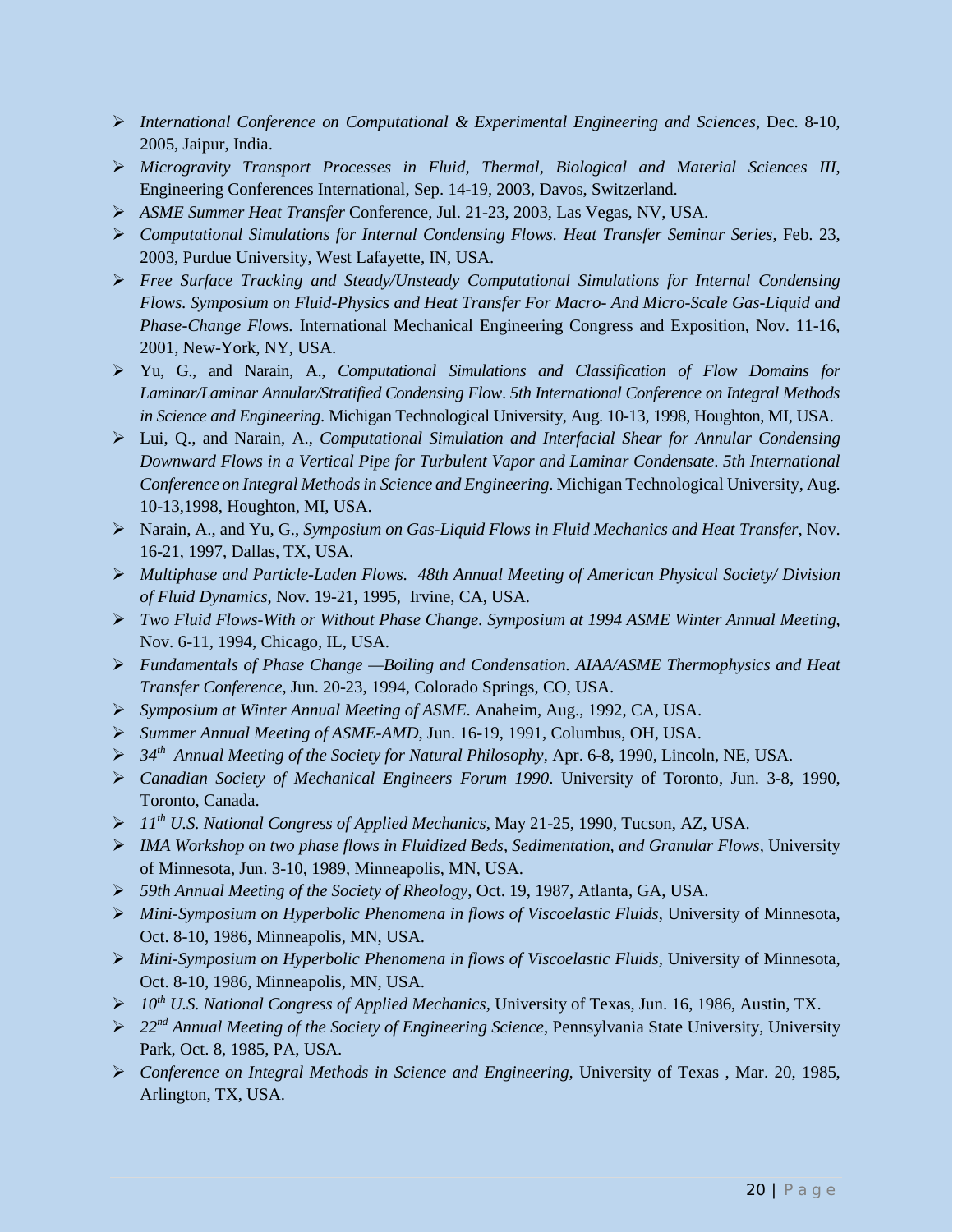- *International Conference on Computational & Experimental Engineering and Sciences*, Dec. 8-10, 2005, Jaipur, India.
- *Microgravity Transport Processes in Fluid, Thermal, Biological and Material Sciences III*, Engineering Conferences International, Sep. 14-19, 2003, Davos, Switzerland.
- *ASME Summer Heat Transfer* Conference, Jul. 21-23, 2003, Las Vegas, NV, USA.
- *Computational Simulations for Internal Condensing Flows. Heat Transfer Seminar Series*, Feb. 23, 2003, Purdue University, West Lafayette, IN, USA.
- *Free Surface Tracking and Steady/Unsteady Computational Simulations for Internal Condensing Flows. Symposium on Fluid-Physics and Heat Transfer For Macro- And Micro-Scale Gas-Liquid and Phase-Change Flows.* International Mechanical Engineering Congress and Exposition, Nov. 11-16, 2001, New-York, NY, USA.
- Yu, G., and Narain, A., *Computational Simulations and Classification of Flow Domains for Laminar/Laminar Annular/Stratified Condensing Flow*. *5th International Conference on Integral Methods in Science and Engineering*. Michigan Technological University, Aug. 10-13, 1998, Houghton, MI, USA.
- Lui, Q., and Narain, A., *Computational Simulation and Interfacial Shear for Annular Condensing Downward Flows in a Vertical Pipe for Turbulent Vapor and Laminar Condensate*. *5th International Conference on Integral Methods in Science and Engineering*. Michigan Technological University, Aug. 10-13,1998, Houghton, MI, USA.
- Narain, A., and Yu, G., *Symposium on Gas-Liquid Flows in Fluid Mechanics and Heat Transfer*, Nov. 16-21, 1997, Dallas, TX, USA.
- *Multiphase and Particle-Laden Flows. 48th Annual Meeting of American Physical Society/ Division of Fluid Dynamics*, Nov. 19-21, 1995, Irvine, CA, USA.
- *Two Fluid Flows-With or Without Phase Change*. *Symposium at 1994 ASME Winter Annual Meeting*, Nov. 6-11, 1994, Chicago, IL, USA.
- *Fundamentals of Phase Change —Boiling and Condensation. AIAA/ASME Thermophysics and Heat Transfer Conference*, Jun. 20-23, 1994, Colorado Springs, CO, USA.
- *Symposium at Winter Annual Meeting of ASME*. Anaheim, Aug., 1992, CA, USA.
- *Summer Annual Meeting of ASME-AMD*, Jun. 16-19, 1991, Columbus, OH, USA.
- *34th Annual Meeting of the Society for Natural Philosophy*, Apr. 6-8, 1990, Lincoln, NE, USA.
- *Canadian Society of Mechanical Engineers Forum 1990*. University of Toronto, Jun. 3-8, 1990, Toronto, Canada.
- *11th U.S. National Congress of Applied Mechanics*, May 21-25, 1990, Tucson, AZ, USA.
- *IMA Workshop on two phase flows in Fluidized Beds, Sedimentation, and Granular Flows,* University of Minnesota, Jun. 3-10, 1989, Minneapolis, MN, USA.
- *59th Annual Meeting of the Society of Rheology*, Oct. 19, 1987, Atlanta, GA, USA.
- *Mini-Symposium on Hyperbolic Phenomena in flows of Viscoelastic Fluids,* University of Minnesota, Oct. 8-10, 1986, Minneapolis, MN, USA.
- *Mini-Symposium on Hyperbolic Phenomena in flows of Viscoelastic Fluids,* University of Minnesota, Oct. 8-10, 1986, Minneapolis, MN, USA.
- *10th U.S. National Congress of Applied Mechanics,* University of Texas, Jun. 16, 1986, Austin, TX.
- *22nd Annual Meeting of the Society of Engineering Science*, Pennsylvania State University, University Park, Oct. 8, 1985, PA, USA.
- *Conference on Integral Methods in Science and Engineering,* University of Texas , Mar. 20, 1985, Arlington, TX, USA.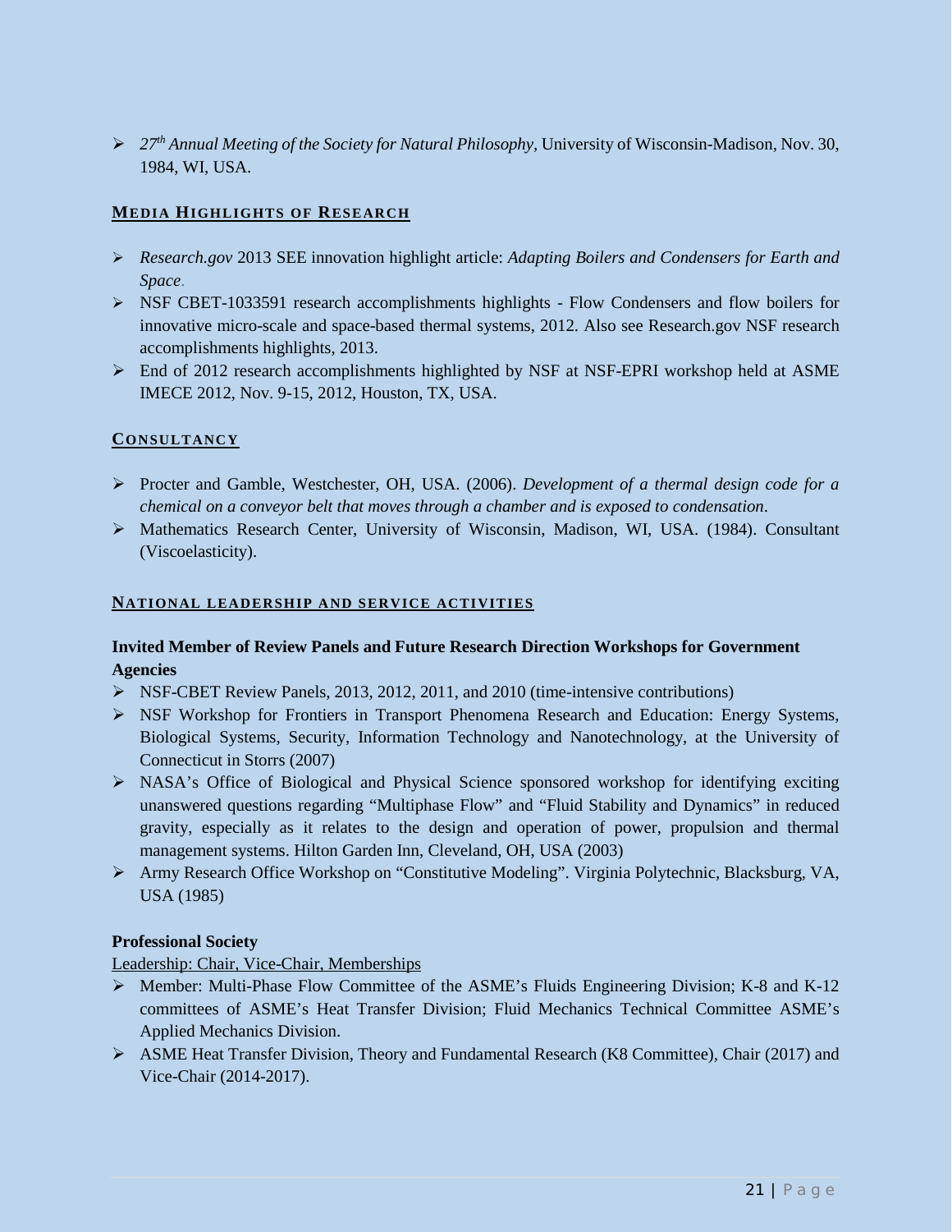- *27th Annual Meeting of the Society for Natural Philosophy*, University of Wisconsin-Madison, Nov. 30, 1984, WI, USA.

## MEDIA HIGHLIGHTS OF RESEARCH

- *Research.gov* 2013 SEE innovation highlight article: *Adapting Boilers and Condensers for Earth and Space*.
- NSF CBET-1033591 research accomplishments highlights - Flow Condensers and flow boilers for innovative micro-scale and space-based thermal systems, 2012. Also see Research.gov NSF research accomplishments highlights, 2013.
- End of 2012 research accomplishments highlighted by NSF at NSF-EPRI workshop held at ASME IMECE 2012, Nov. 9-15, 2012, Houston, TX, USA.

## CONSULTANCY

- Procter and Gamble, Westchester, OH, USA. (2006). *Development of a thermal design code for a chemical on a conveyor belt that moves through a chamber and is exposed to condensation*.
- Mathematics Research Center, University of Wisconsin, Madison, WI, USA. (1984). Consultant (Viscoelasticity).

## NATIONAL LEADERSHIP AND SERVICE ACTIVITIES

### Invited Member of Review Panels and Future Research Direction Workshops for Government Agencies

- NSF-CBET Review Panels, 2013, 2012, 2011, and 2010 (time-intensive contributions)
- NSF Workshop for Frontiers in Transport Phenomena Research and Education: Energy Systems, Biological Systems, Security, Information Technology and Nanotechnology, at the University of Connecticut in Storrs (2007)
- NASA's Office of Biological and Physical Science sponsored workshop for identifying exciting unanswered questions regarding "Multiphase Flow" and "Fluid Stability and Dynamics" in reduced gravity, especially as it relates to the design and operation of power, propulsion and thermal management systems. Hilton Garden Inn, Cleveland, OH, USA (2003)
- Army Research Office Workshop on "Constitutive Modeling". Virginia Polytechnic, Blacksburg, VA, USA (1985)

### Professional Society

Leadership: Chair, Vice-Chair, Memberships

- Member: Multi-Phase Flow Committee of the ASME's Fluids Engineering Division; K-8 and K-12 committees of ASME's Heat Transfer Division; Fluid Mechanics Technical Committee ASME's Applied Mechanics Division.
- ASME Heat Transfer Division, Theory and Fundamental Research (K8 Committee), Chair (2017) and Vice-Chair (2014-2017).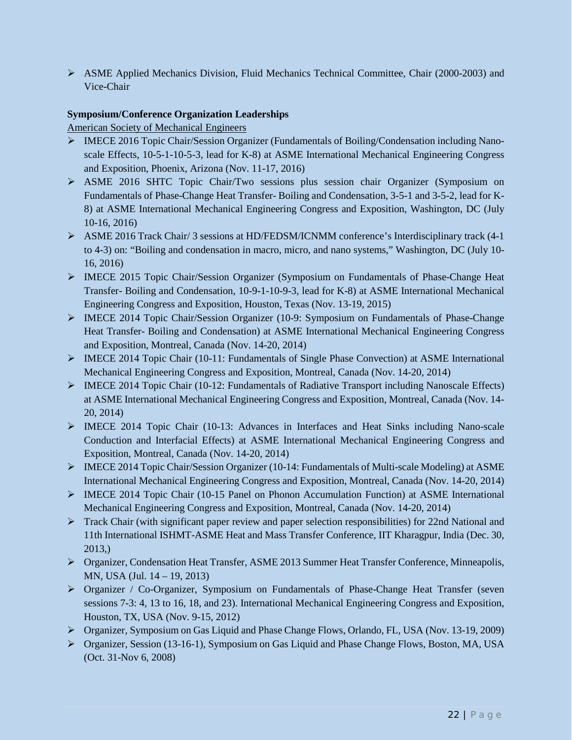- ASME Applied Mechanics Division, Fluid Mechanics Technical Committee, Chair (2000-2003) and Vice-Chair

**Symposium/Conference Organization Leaderships**

American Society of Mechanical Engineers

- IMECE 2016 Topic Chair/Session Organizer (Fundamentals of Boiling/Condensation including Nano-scale Effects, 10-5-1-10-5-3, lead for K-8) at ASME International Mechanical Engineering Congress and Exposition, Phoenix, Arizona (Nov. 11-17, 2016)
- ASME 2016 SHTC Topic Chair/Two sessions plus session chair Organizer (Symposium on Fundamentals of Phase-Change Heat Transfer- Boiling and Condensation, 3-5-1 and 3-5-2, lead for K-8) at ASME International Mechanical Engineering Congress and Exposition, Washington, DC (July 10-16, 2016)
- ASME 2016 Track Chair/ 3 sessions at HD/FEDSM/ICNMM conference's Interdisciplinary track (4-1 to 4-3) on: "Boiling and condensation in macro, micro, and nano systems," Washington, DC (July 10-16, 2016)
- IMECE 2015 Topic Chair/Session Organizer (Symposium on Fundamentals of Phase-Change Heat Transfer- Boiling and Condensation, 10-9-1-10-9-3, lead for K-8) at ASME International Mechanical Engineering Congress and Exposition, Houston, Texas (Nov. 13-19, 2015)
- IMECE 2014 Topic Chair/Session Organizer (10-9: Symposium on Fundamentals of Phase-Change Heat Transfer- Boiling and Condensation) at ASME International Mechanical Engineering Congress and Exposition, Montreal, Canada (Nov. 14-20, 2014)
- IMECE 2014 Topic Chair (10-11: Fundamentals of Single Phase Convection) at ASME International Mechanical Engineering Congress and Exposition, Montreal, Canada (Nov. 14-20, 2014)
- IMECE 2014 Topic Chair (10-12: Fundamentals of Radiative Transport including Nanoscale Effects) at ASME International Mechanical Engineering Congress and Exposition, Montreal, Canada (Nov. 14-20, 2014)
- IMECE 2014 Topic Chair (10-13: Advances in Interfaces and Heat Sinks including Nano-scale Conduction and Interfacial Effects) at ASME International Mechanical Engineering Congress and Exposition, Montreal, Canada (Nov. 14-20, 2014)
- IMECE 2014 Topic Chair/Session Organizer (10-14: Fundamentals of Multi-scale Modeling) at ASME International Mechanical Engineering Congress and Exposition, Montreal, Canada (Nov. 14-20, 2014)
- IMECE 2014 Topic Chair (10-15 Panel on Phonon Accumulation Function) at ASME International Mechanical Engineering Congress and Exposition, Montreal, Canada (Nov. 14-20, 2014)
- Track Chair (with significant paper review and paper selection responsibilities) for 22nd National and 11th International ISHMT-ASME Heat and Mass Transfer Conference, IIT Kharagpur, India (Dec. 30, 2013,)
- Organizer, Condensation Heat Transfer, ASME 2013 Summer Heat Transfer Conference, Minneapolis, MN, USA (Jul. 14 – 19, 2013)
- Organizer / Co-Organizer, Symposium on Fundamentals of Phase-Change Heat Transfer (seven sessions 7-3: 4, 13 to 16, 18, and 23). International Mechanical Engineering Congress and Exposition, Houston, TX, USA (Nov. 9-15, 2012)
- Organizer, Symposium on Gas Liquid and Phase Change Flows, Orlando, FL, USA (Nov. 13-19, 2009)
- Organizer, Session (13-16-1), Symposium on Gas Liquid and Phase Change Flows, Boston, MA, USA (Oct. 31-Nov 6, 2008)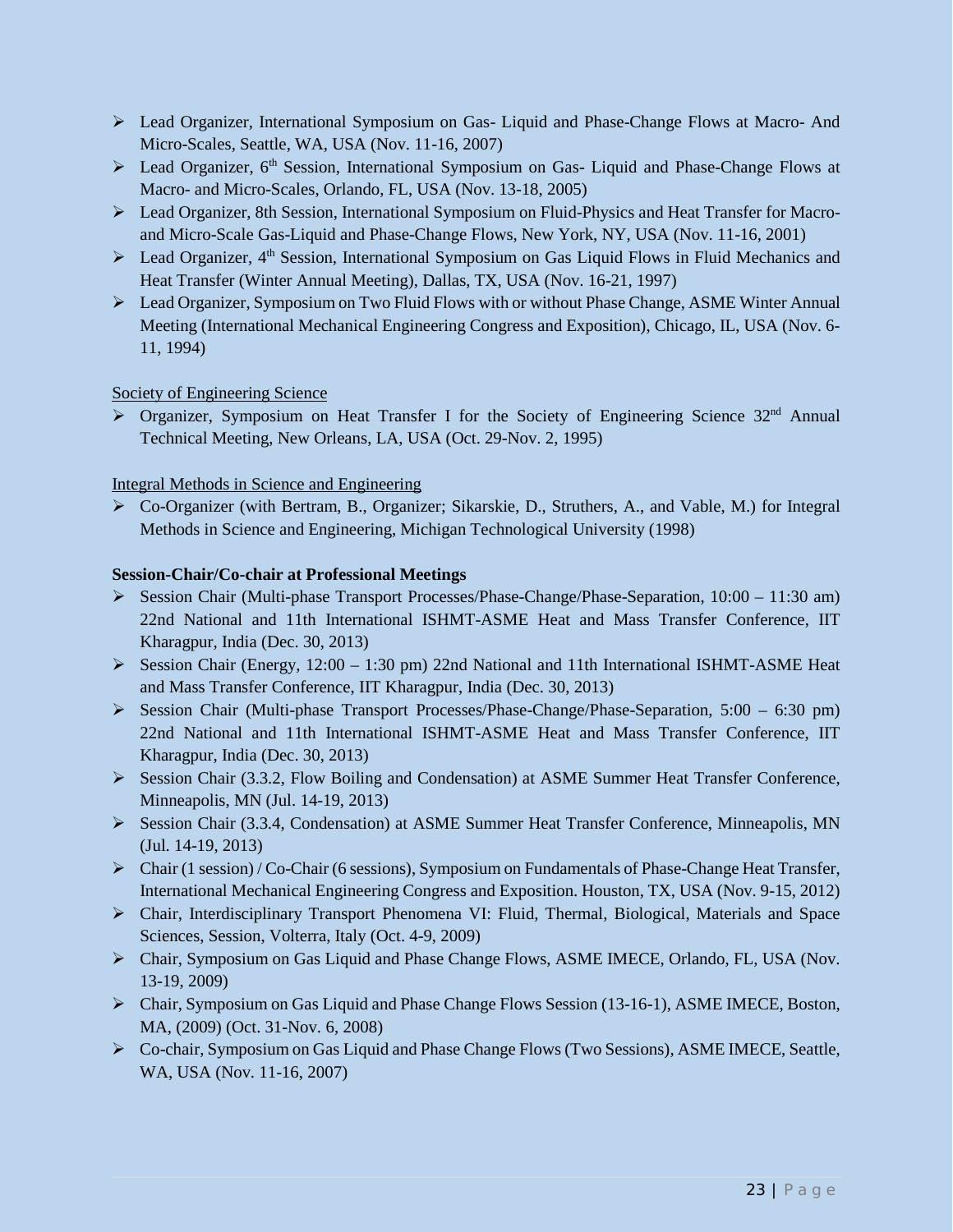- Lead Organizer, International Symposium on Gas- Liquid and Phase-Change Flows at Macro- And Micro-Scales, Seattle, WA, USA (Nov. 11-16, 2007)
- Lead Organizer, 6th Session, International Symposium on Gas- Liquid and Phase-Change Flows at Macro- and Micro-Scales, Orlando, FL, USA (Nov. 13-18, 2005)
- Lead Organizer, 8th Session, International Symposium on Fluid-Physics and Heat Transfer for Macro- and Micro-Scale Gas-Liquid and Phase-Change Flows, New York, NY, USA (Nov. 11-16, 2001)
- Lead Organizer, 4th Session, International Symposium on Gas Liquid Flows in Fluid Mechanics and Heat Transfer (Winter Annual Meeting), Dallas, TX, USA (Nov. 16-21, 1997)
- Lead Organizer, Symposium on Two Fluid Flows with or without Phase Change, ASME Winter Annual Meeting (International Mechanical Engineering Congress and Exposition), Chicago, IL, USA (Nov. 6-11, 1994)

Society of Engineering Science

- Organizer, Symposium on Heat Transfer I for the Society of Engineering Science 32nd Annual Technical Meeting, New Orleans, LA, USA (Oct. 29-Nov. 2, 1995)

Integral Methods in Science and Engineering

- Co-Organizer (with Bertram, B., Organizer; Sikarskie, D., Struthers, A., and Vable, M.) for Integral Methods in Science and Engineering, Michigan Technological University (1998)

**Session-Chair/Co-chair at Professional Meetings**

- Session Chair (Multi-phase Transport Processes/Phase-Change/Phase-Separation, 10:00 – 11:30 am) 22nd National and 11th International ISHMT-ASME Heat and Mass Transfer Conference, IIT Kharagpur, India (Dec. 30, 2013)
- Session Chair (Energy, 12:00 – 1:30 pm) 22nd National and 11th International ISHMT-ASME Heat and Mass Transfer Conference, IIT Kharagpur, India (Dec. 30, 2013)
- Session Chair (Multi-phase Transport Processes/Phase-Change/Phase-Separation, 5:00 – 6:30 pm) 22nd National and 11th International ISHMT-ASME Heat and Mass Transfer Conference, IIT Kharagpur, India (Dec. 30, 2013)
- Session Chair (3.3.2, Flow Boiling and Condensation) at ASME Summer Heat Transfer Conference, Minneapolis, MN (Jul. 14-19, 2013)
- Session Chair (3.3.4, Condensation) at ASME Summer Heat Transfer Conference, Minneapolis, MN (Jul. 14-19, 2013)
- Chair (1 session) / Co-Chair (6 sessions), Symposium on Fundamentals of Phase-Change Heat Transfer, International Mechanical Engineering Congress and Exposition. Houston, TX, USA (Nov. 9-15, 2012)
- Chair, Interdisciplinary Transport Phenomena VI: Fluid, Thermal, Biological, Materials and Space Sciences, Session, Volterra, Italy (Oct. 4-9, 2009)
- Chair, Symposium on Gas Liquid and Phase Change Flows, ASME IMECE, Orlando, FL, USA (Nov. 13-19, 2009)
- Chair, Symposium on Gas Liquid and Phase Change Flows Session (13-16-1), ASME IMECE, Boston, MA, (2009) (Oct. 31-Nov. 6, 2008)
- Co-chair, Symposium on Gas Liquid and Phase Change Flows (Two Sessions), ASME IMECE, Seattle, WA, USA (Nov. 11-16, 2007)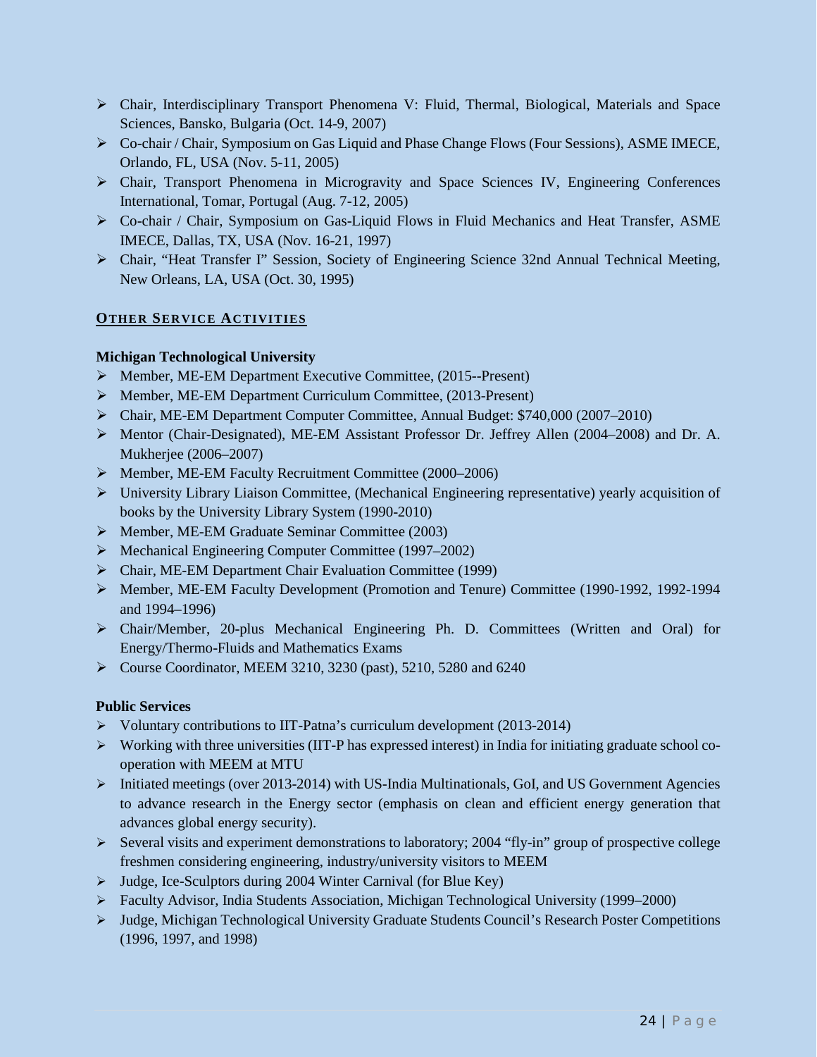- Chair, Interdisciplinary Transport Phenomena V: Fluid, Thermal, Biological, Materials and Space Sciences, Bansko, Bulgaria (Oct. 14-9, 2007)
- Co-chair / Chair, Symposium on Gas Liquid and Phase Change Flows (Four Sessions), ASME IMECE, Orlando, FL, USA (Nov. 5-11, 2005)
- Chair, Transport Phenomena in Microgravity and Space Sciences IV, Engineering Conferences International, Tomar, Portugal (Aug. 7-12, 2005)
- Co-chair / Chair, Symposium on Gas-Liquid Flows in Fluid Mechanics and Heat Transfer, ASME IMECE, Dallas, TX, USA (Nov. 16-21, 1997)
- Chair, "Heat Transfer I" Session, Society of Engineering Science 32nd Annual Technical Meeting, New Orleans, LA, USA (Oct. 30, 1995)

## OTHER SERVICE ACTIVITIES

**Michigan Technological University**

- Member, ME-EM Department Executive Committee, (2015--Present)
- Member, ME-EM Department Curriculum Committee, (2013-Present)
- Chair, ME-EM Department Computer Committee, Annual Budget: $740,000 (2007–2010)
- Mentor (Chair-Designated), ME-EM Assistant Professor Dr. Jeffrey Allen (2004–2008) and Dr. A. Mukherjee (2006–2007)
- Member, ME-EM Faculty Recruitment Committee (2000–2006)
- University Library Liaison Committee, (Mechanical Engineering representative) yearly acquisition of books by the University Library System (1990-2010)
- Member, ME-EM Graduate Seminar Committee (2003)
- Mechanical Engineering Computer Committee (1997–2002)
- Chair, ME-EM Department Chair Evaluation Committee (1999)
- Member, ME-EM Faculty Development (Promotion and Tenure) Committee (1990-1992, 1992-1994 and 1994–1996)
- Chair/Member, 20-plus Mechanical Engineering Ph. D. Committees (Written and Oral) for Energy/Thermo-Fluids and Mathematics Exams
- Course Coordinator, MEEM 3210, 3230 (past), 5210, 5280 and 6240

**Public Services**

- Voluntary contributions to IIT-Patna's curriculum development (2013-2014)
- Working with three universities (IIT-P has expressed interest) in India for initiating graduate school co-operation with MEEM at MTU
- Initiated meetings (over 2013-2014) with US-India Multinationals, GoI, and US Government Agencies to advance research in the Energy sector (emphasis on clean and efficient energy generation that advances global energy security).
- Several visits and experiment demonstrations to laboratory; 2004 "fly-in" group of prospective college freshmen considering engineering, industry/university visitors to MEEM
- Judge, Ice-Sculptors during 2004 Winter Carnival (for Blue Key)
- Faculty Advisor, India Students Association, Michigan Technological University (1999–2000)
- Judge, Michigan Technological University Graduate Students Council's Research Poster Competitions (1996, 1997, and 1998)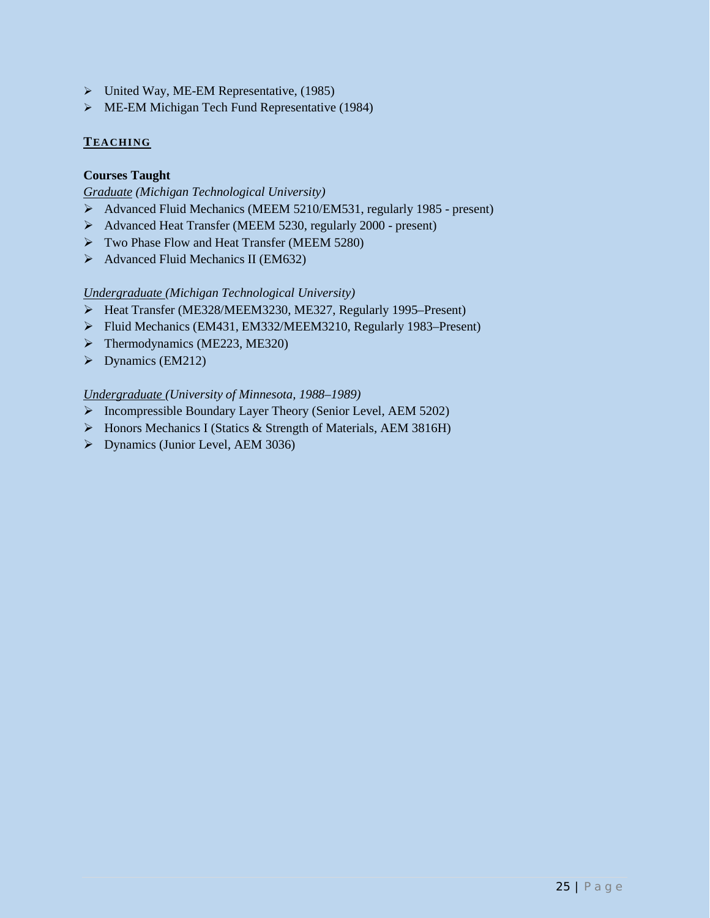- United Way, ME-EM Representative, (1985)
- ME-EM Michigan Tech Fund Representative (1984)

## TEACHING

**Courses Taught**

*Graduate (Michigan Technological University)*

- Advanced Fluid Mechanics (MEEM 5210/EM531, regularly 1985 - present)
- Advanced Heat Transfer (MEEM 5230, regularly 2000 - present)
- Two Phase Flow and Heat Transfer (MEEM 5280)
- Advanced Fluid Mechanics II (EM632)

*Undergraduate (Michigan Technological University)*

- Heat Transfer (ME328/MEEM3230, ME327, Regularly 1995–Present)
- Fluid Mechanics (EM431, EM332/MEEM3210, Regularly 1983–Present)
- Thermodynamics (ME223, ME320)
- Dynamics (EM212)

*Undergraduate (University of Minnesota, 1988–1989)*

- Incompressible Boundary Layer Theory (Senior Level, AEM 5202)
- Honors Mechanics I (Statics & Strength of Materials, AEM 3816H)
- Dynamics (Junior Level, AEM 3036)